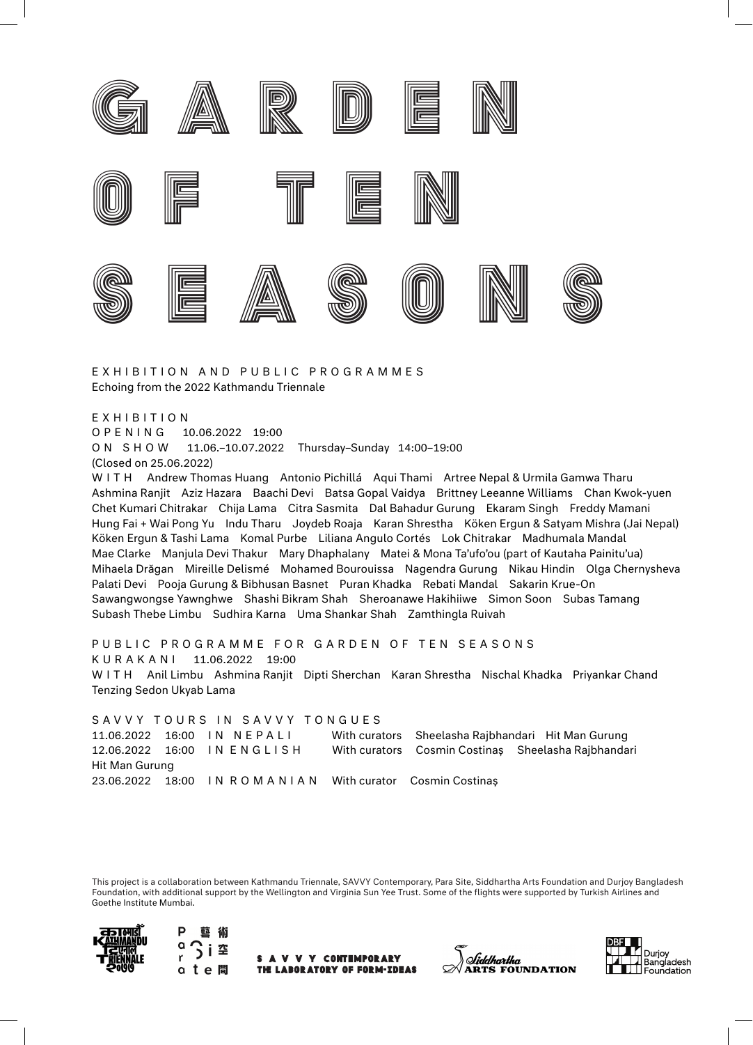# GARDEN OF TEN SEASONS

EXHIBITION AND PUBLIC PROGRAMMES
Echoing from the 2022 Kathmandu Triennale

## EXHIBITION

OPENING 10.06.2022 19:00
ON SHOW 11.06.–10.07.2022 Thursday–Sunday 14:00–19:00
(Closed on 25.06.2022)

WITH Andrew Thomas Huang Antonio Pichillá Aqui Thami Artree Nepal & Urmila Gamwa Tharu Ashmina Ranjit Aziz Hazara Baachi Devi Batsa Gopal Vaidya Brittney Leeanne Williams Chan Kwok-yuen Chet Kumari Chitrakar Chija Lama Citra Sasmita Dal Bahadur Gurung Ekaram Singh Freddy Mamani Hung Fai + Wai Pong Yu Indu Tharu Joydeb Roaja Karan Shrestha Köken Ergun & Satyam Mishra (Jai Nepal) Köken Ergun & Tashi Lama Komal Purbe Liliana Angulo Cortés Lok Chitrakar Madhumala Mandal Mae Clarke Manjula Devi Thakur Mary Dhaphalany Matei & Mona Ta'ufo'ou (part of Kautaha Painitu'ua) Mihaela Drăgan Mireille Delismé Mohamed Bourouissa Nagendra Gurung Nikau Hindin Olga Chernysheva Palati Devi Pooja Gurung & Bibhusan Basnet Puran Khadka Rebati Mandal Sakarin Krue-On Sawangwongse Yawnghwe Shashi Bikram Shah Sheroanawe Hakihiiwe Simon Soon Subas Tamang Subash Thebe Limbu Sudhira Karna Uma Shankar Shah Zamthingla Ruivah

## PUBLIC PROGRAMME FOR GARDEN OF TEN SEASONS

KURAKANI 11.06.2022 19:00
WITH Anil Limbu Ashmina Ranjit Dipti Sherchan Karan Shrestha Nischal Khadka Priyankar Chand Tenzing Sedon Ukyab Lama

## SAVVY TOURS IN SAVVY TONGUES

11.06.2022 16:00 IN NEPALI With curators Sheelasha Rajbhandari Hit Man Gurung
12.06.2022 16:00 IN ENGLISH With curators Cosmin Costinaș Sheelasha Rajbhandari Hit Man Gurung
23.06.2022 18:00 IN ROMANIAN With curator Cosmin Costinaș

This project is a collaboration between Kathmandu Triennale, SAVVY Contemporary, Para Site, Siddhartha Arts Foundation and Durjoy Bangladesh Foundation, with additional support by the Wellington and Virginia Sun Yee Trust. Some of the flights were supported by Turkish Airlines and Goethe Institute Mumbai.

काठमाडौं KATHMANDU त्रिवार्षिक TRIENNALE २०७७ — Para Site 藝術空間 — SAVVY CONTEMPORARY THE LABORATORY OF FORM-IDEAS — Siddhartha ARTS FOUNDATION — DBF Durjoy Bangladesh Foundation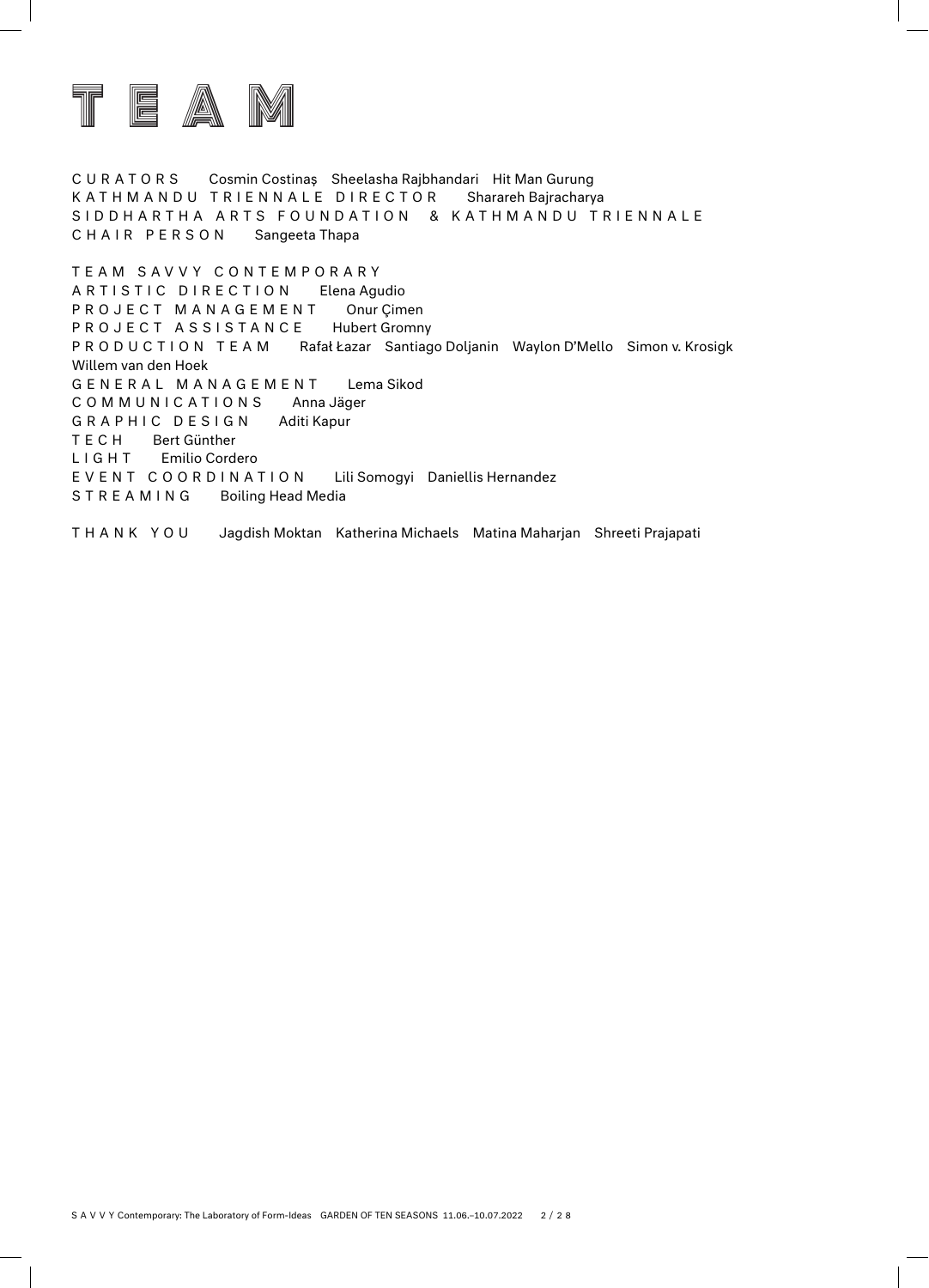# TEAM

**CURATORS** Cosmin Costinaş Sheelasha Rajbhandari Hit Man Gurung
**KATHMANDU TRIENNALE DIRECTOR** Sharareh Bajracharya
**SIDDHARTHA ARTS FOUNDATION & KATHMANDU TRIENNALE**
**CHAIR PERSON** Sangeeta Thapa

**TEAM SAVVY CONTEMPORARY**
**ARTISTIC DIRECTION** Elena Agudio
**PROJECT MANAGEMENT** Onur Çimen
**PROJECT ASSISTANCE** Hubert Gromny
**PRODUCTION TEAM** Rafał Łazar Santiago Doljanin Waylon D'Mello Simon v. Krosigk Willem van den Hoek
**GENERAL MANAGEMENT** Lema Sikod
**COMMUNICATIONS** Anna Jäger
**GRAPHIC DESIGN** Aditi Kapur
**TECH** Bert Günther
**LIGHT** Emilio Cordero
**EVENT COORDINATION** Lili Somogyi Daniellis Hernandez
**STREAMING** Boiling Head Media

**THANK YOU** Jagdish Moktan Katherina Michaels Matina Maharjan Shreeti Prajapati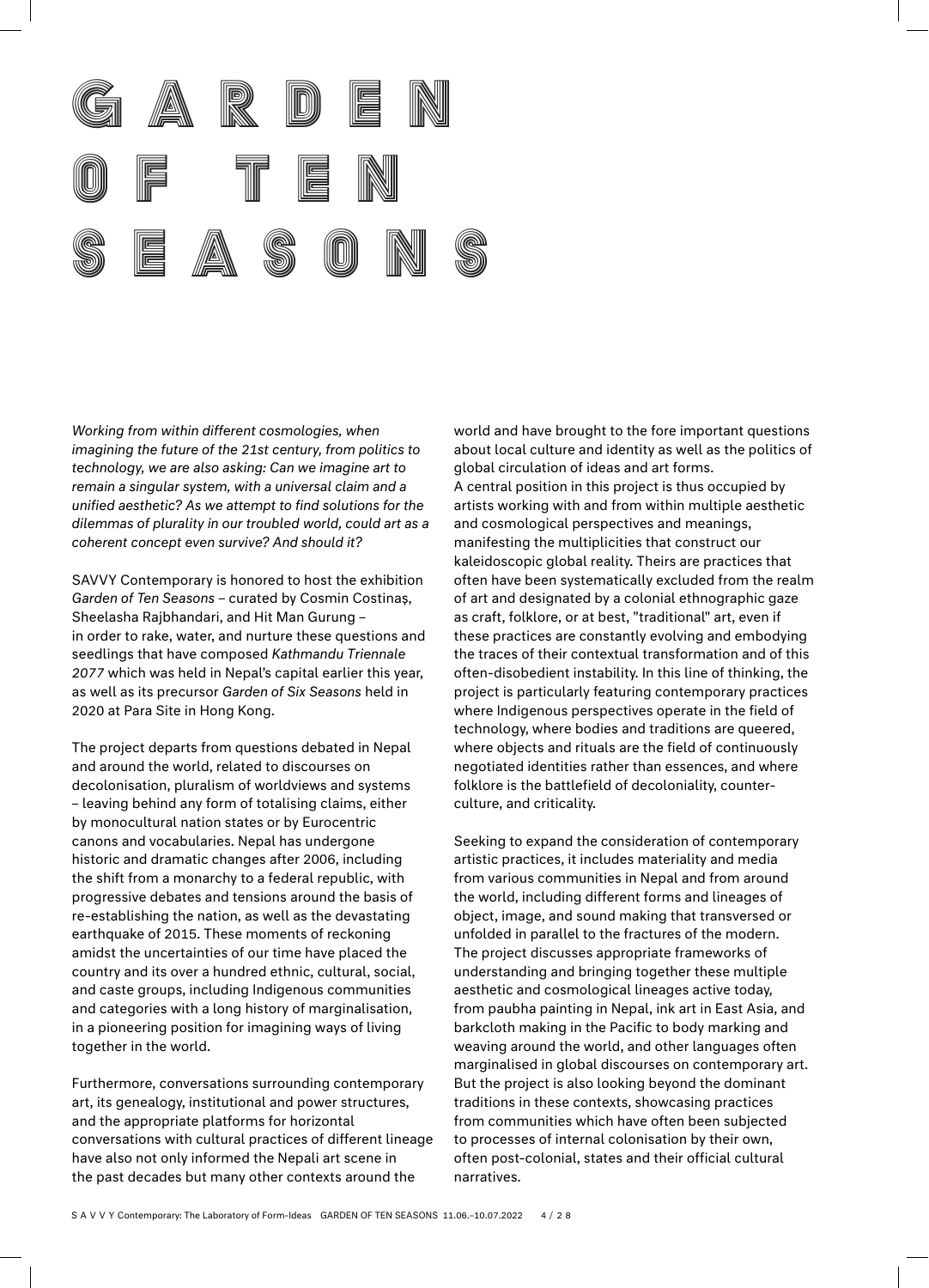# GARDEN OF TEN SEASONS

*Working from within different cosmologies, when imagining the future of the 21st century, from politics to technology, we are also asking: Can we imagine art to remain a singular system, with a universal claim and a unified aesthetic? As we attempt to find solutions for the dilemmas of plurality in our troubled world, could art as a coherent concept even survive? And should it?*

SAVVY Contemporary is honored to host the exhibition *Garden of Ten Seasons* – curated by Cosmin Costinaș, Sheelasha Rajbhandari, and Hit Man Gurung – in order to rake, water, and nurture these questions and seedlings that have composed *Kathmandu Triennale 2077* which was held in Nepal's capital earlier this year, as well as its precursor *Garden of Six Seasons* held in 2020 at Para Site in Hong Kong.

The project departs from questions debated in Nepal and around the world, related to discourses on decolonisation, pluralism of worldviews and systems – leaving behind any form of totalising claims, either by monocultural nation states or by Eurocentric canons and vocabularies. Nepal has undergone historic and dramatic changes after 2006, including the shift from a monarchy to a federal republic, with progressive debates and tensions around the basis of re-establishing the nation, as well as the devastating earthquake of 2015. These moments of reckoning amidst the uncertainties of our time have placed the country and its over a hundred ethnic, cultural, social, and caste groups, including Indigenous communities and categories with a long history of marginalisation, in a pioneering position for imagining ways of living together in the world.

Furthermore, conversations surrounding contemporary art, its genealogy, institutional and power structures, and the appropriate platforms for horizontal conversations with cultural practices of different lineage have also not only informed the Nepali art scene in the past decades but many other contexts around the world and have brought to the fore important questions about local culture and identity as well as the politics of global circulation of ideas and art forms.
A central position in this project is thus occupied by artists working with and from within multiple aesthetic and cosmological perspectives and meanings, manifesting the multiplicities that construct our kaleidoscopic global reality. Theirs are practices that often have been systematically excluded from the realm of art and designated by a colonial ethnographic gaze as craft, folklore, or at best, "traditional" art, even if these practices are constantly evolving and embodying the traces of their contextual transformation and of this often-disobedient instability. In this line of thinking, the project is particularly featuring contemporary practices where Indigenous perspectives operate in the field of technology, where bodies and traditions are queered, where objects and rituals are the field of continuously negotiated identities rather than essences, and where folklore is the battlefield of decoloniality, counter-culture, and criticality.

Seeking to expand the consideration of contemporary artistic practices, it includes materiality and media from various communities in Nepal and from around the world, including different forms and lineages of object, image, and sound making that transversed or unfolded in parallel to the fractures of the modern. The project discusses appropriate frameworks of understanding and bringing together these multiple aesthetic and cosmological lineages active today, from paubha painting in Nepal, ink art in East Asia, and barkcloth making in the Pacific to body marking and weaving around the world, and other languages often marginalised in global discourses on contemporary art. But the project is also looking beyond the dominant traditions in these contexts, showcasing practices from communities which have often been subjected to processes of internal colonisation by their own, often post-colonial, states and their official cultural narratives.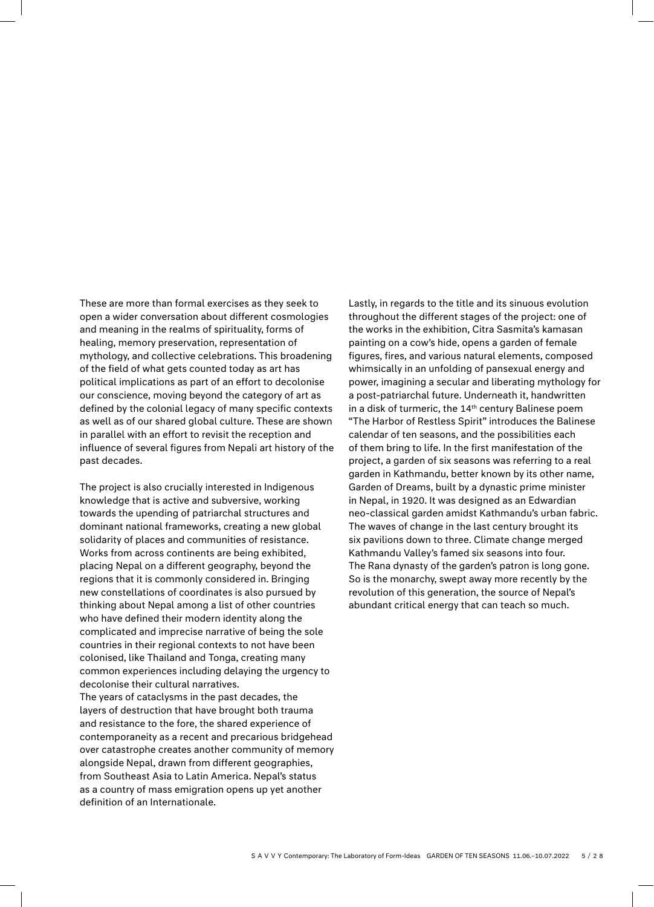These are more than formal exercises as they seek to open a wider conversation about different cosmologies and meaning in the realms of spirituality, forms of healing, memory preservation, representation of mythology, and collective celebrations. This broadening of the field of what gets counted today as art has political implications as part of an effort to decolonise our conscience, moving beyond the category of art as defined by the colonial legacy of many specific contexts as well as of our shared global culture. These are shown in parallel with an effort to revisit the reception and influence of several figures from Nepali art history of the past decades.

The project is also crucially interested in Indigenous knowledge that is active and subversive, working towards the upending of patriarchal structures and dominant national frameworks, creating a new global solidarity of places and communities of resistance. Works from across continents are being exhibited, placing Nepal on a different geography, beyond the regions that it is commonly considered in. Bringing new constellations of coordinates is also pursued by thinking about Nepal among a list of other countries who have defined their modern identity along the complicated and imprecise narrative of being the sole countries in their regional contexts to not have been colonised, like Thailand and Tonga, creating many common experiences including delaying the urgency to decolonise their cultural narratives.
The years of cataclysms in the past decades, the layers of destruction that have brought both trauma and resistance to the fore, the shared experience of contemporaneity as a recent and precarious bridgehead over catastrophe creates another community of memory alongside Nepal, drawn from different geographies, from Southeast Asia to Latin America. Nepal's status as a country of mass emigration opens up yet another definition of an Internationale.

Lastly, in regards to the title and its sinuous evolution throughout the different stages of the project: one of the works in the exhibition, Citra Sasmita's kamasan painting on a cow's hide, opens a garden of female figures, fires, and various natural elements, composed whimsically in an unfolding of pansexual energy and power, imagining a secular and liberating mythology for a post-patriarchal future. Underneath it, handwritten in a disk of turmeric, the 14th century Balinese poem "The Harbor of Restless Spirit" introduces the Balinese calendar of ten seasons, and the possibilities each of them bring to life. In the first manifestation of the project, a garden of six seasons was referring to a real garden in Kathmandu, better known by its other name, Garden of Dreams, built by a dynastic prime minister in Nepal, in 1920. It was designed as an Edwardian neo-classical garden amidst Kathmandu's urban fabric. The waves of change in the last century brought its six pavilions down to three. Climate change merged Kathmandu Valley's famed six seasons into four. The Rana dynasty of the garden's patron is long gone. So is the monarchy, swept away more recently by the revolution of this generation, the source of Nepal's abundant critical energy that can teach so much.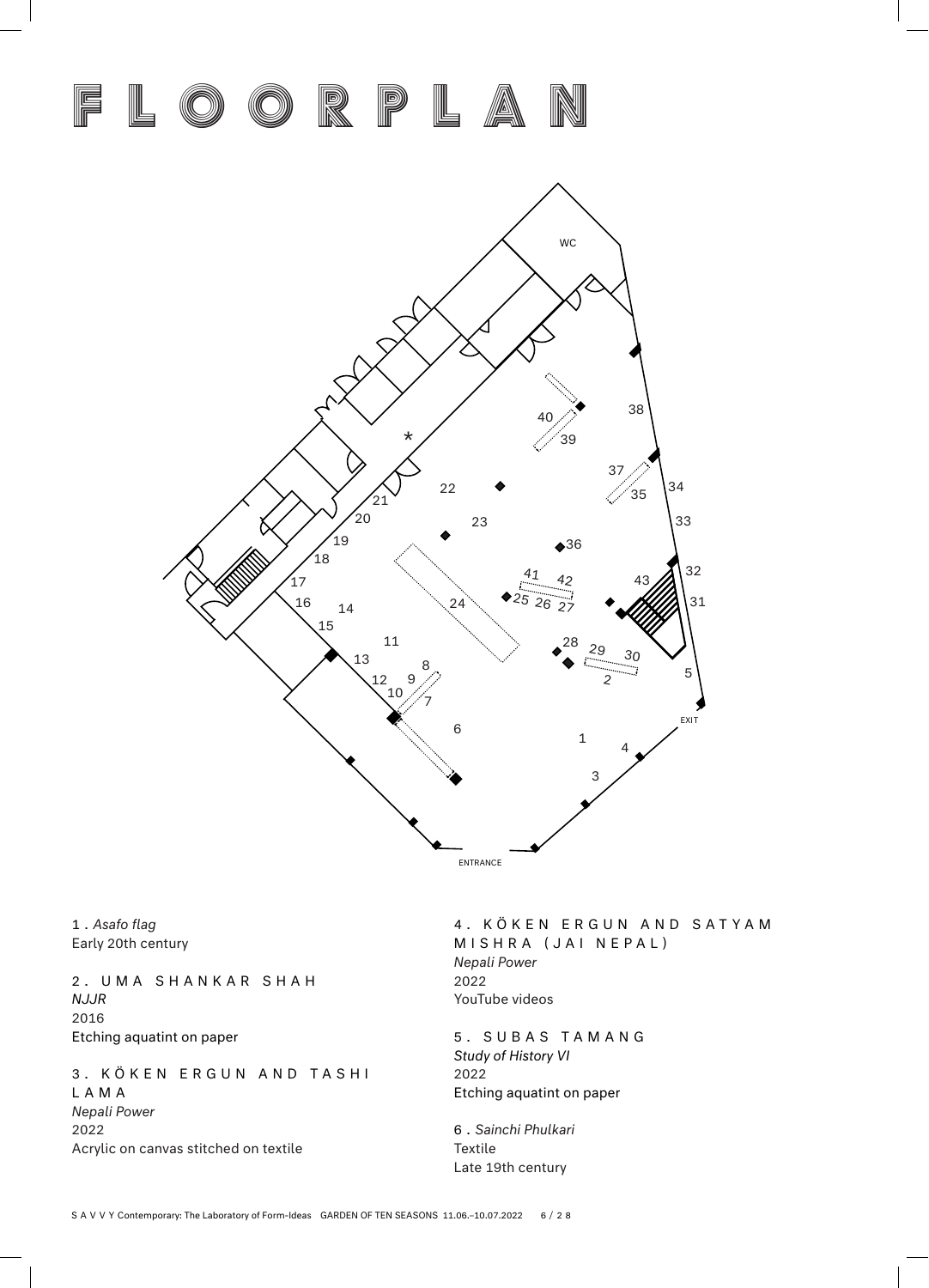# FLOORPLAN

1 . *Asafo flag*
Early 20th century

2 . UMA SHANKAR SHAH
*NJJR*
2016
Etching aquatint on paper

3 . KÖKEN ERGUN AND TASHI LAMA
*Nepali Power*
2022
Acrylic on canvas stitched on textile

4 . KÖKEN ERGUN AND SATYAM MISHRA (JAI NEPAL)
*Nepali Power*
2022
YouTube videos

5 . SUBAS TAMANG
*Study of History VI*
2022
Etching aquatint on paper

6 . *Sainchi Phulkari*
Textile
Late 19th century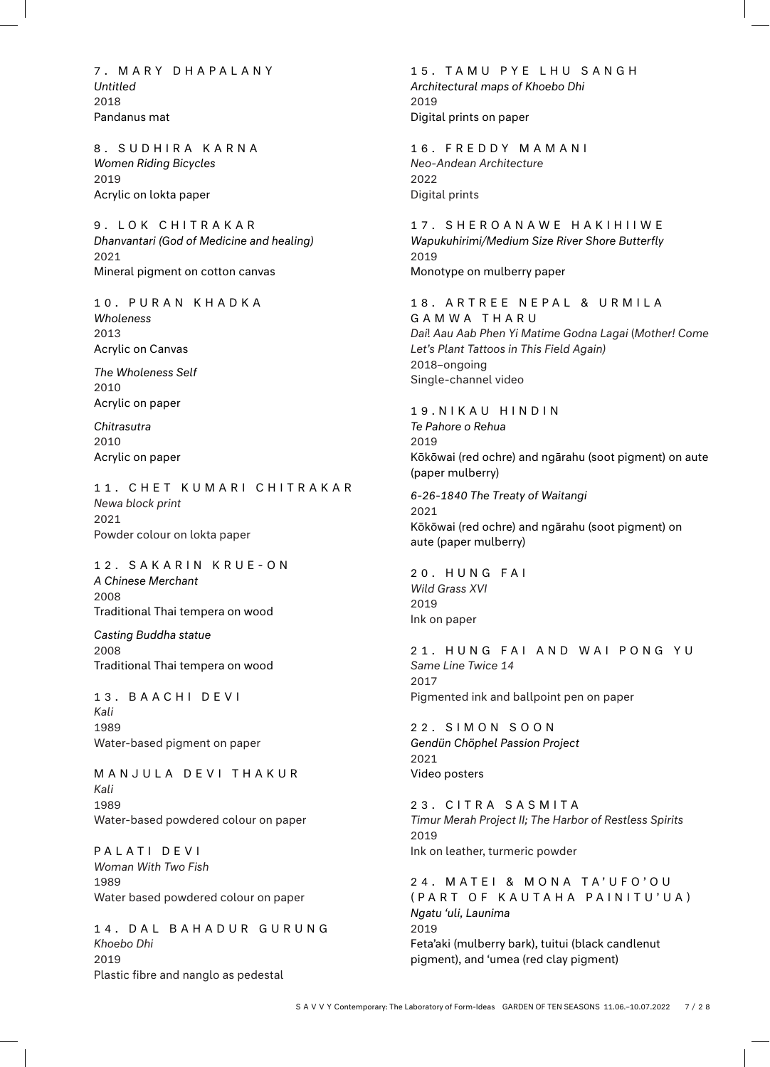7. MARY DHAPALANY
*Untitled*
2018
Pandanus mat

8. SUDHIRA KARNA
*Women Riding Bicycles*
2019
Acrylic on lokta paper

9. LOK CHITRAKAR
*Dhanvantari (God of Medicine and healing)*
2021
Mineral pigment on cotton canvas

10. PURAN KHADKA
*Wholeness*
2013
Acrylic on Canvas

*The Wholeness Self*
2010
Acrylic on paper

*Chitrasutra*
2010
Acrylic on paper

11. CHET KUMARI CHITRAKAR
*Newa block print*
2021
Powder colour on lokta paper

12. SAKARIN KRUE-ON
*A Chinese Merchant*
2008
Traditional Thai tempera on wood

*Casting Buddha statue*
2008
Traditional Thai tempera on wood

13. BAACHI DEVI
*Kali*
1989
Water-based pigment on paper

MANJULA DEVI THAKUR
*Kali*
1989
Water-based powdered colour on paper

PALATI DEVI
*Woman With Two Fish*
1989
Water based powdered colour on paper

14. DAL BAHADUR GURUNG
*Khoebo Dhi*
2019
Plastic fibre and nanglo as pedestal

15. TAMU PYE LHU SANGH
*Architectural maps of Khoebo Dhi*
2019
Digital prints on paper

16. FREDDY MAMANI
*Neo-Andean Architecture*
2022
Digital prints

17. SHEROANAWE HAKIHIIWE
*Wapukuhirimi/Medium Size River Shore Butterfly*
2019
Monotype on mulberry paper

18. ARTREE NEPAL & URMILA GAMWA THARU
*Dai! Aau Aab Phen Yi Matime Godna Lagai* (*Mother! Come Let's Plant Tattoos in This Field Again)*
2018–ongoing
Single-channel video

19. NIKAU HINDIN
*Te Pahore o Rehua*
2019
Kōkōwai (red ochre) and ngārahu (soot pigment) on aute (paper mulberry)

*6-26-1840 The Treaty of Waitangi*
2021
Kōkōwai (red ochre) and ngārahu (soot pigment) on aute (paper mulberry)

20. HUNG FAI
*Wild Grass XVI*
2019
Ink on paper

21. HUNG FAI AND WAI PONG YU
*Same Line Twice 14*
2017
Pigmented ink and ballpoint pen on paper

22. SIMON SOON
*Gendün Chöphel Passion Project*
2021
Video posters

23. CITRA SASMITA
*Timur Merah Project II; The Harbor of Restless Spirits*
2019
Ink on leather, turmeric powder

24. MATEI & MONA TA'UFO'OU (PART OF KAUTAHA PAINITU'UA)
*Ngatu 'uli, Launima*
2019
Feta'aki (mulberry bark), tuitui (black candlenut pigment), and 'umea (red clay pigment)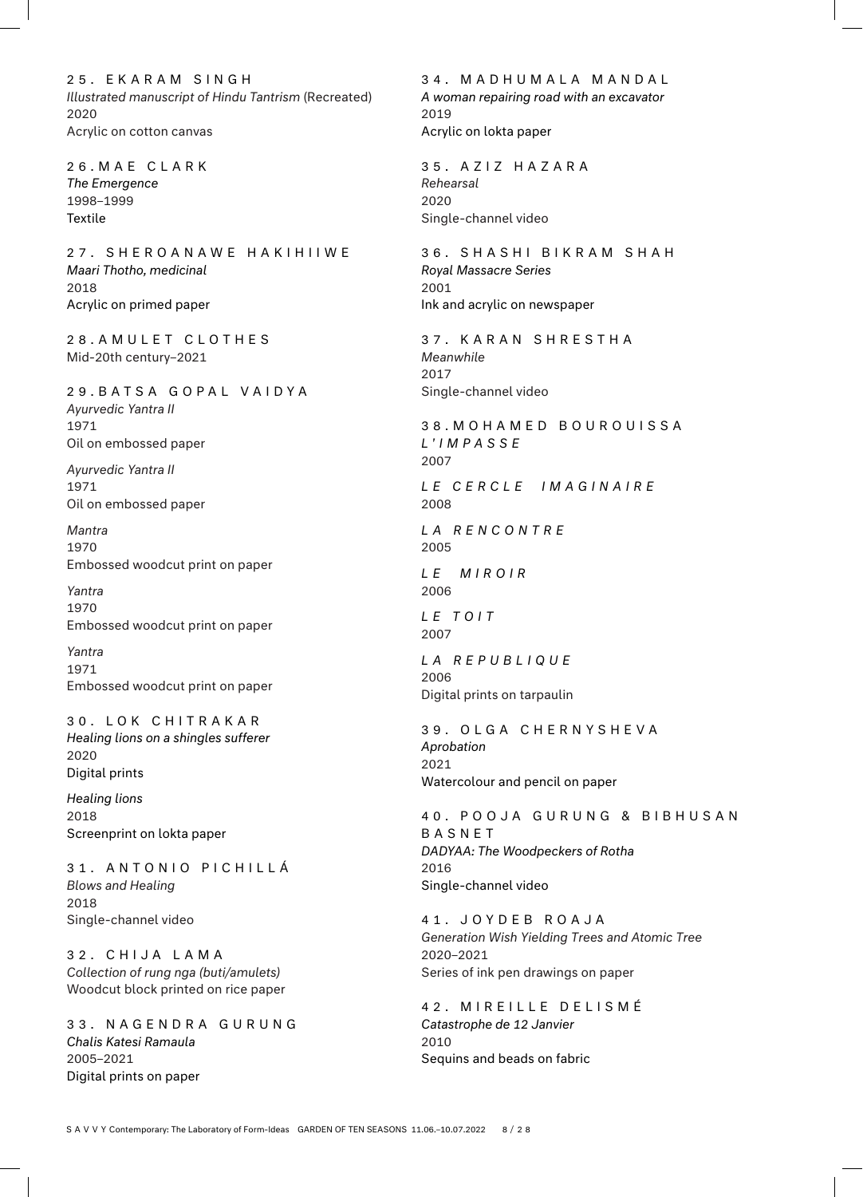25. EKARAM SINGH
*Illustrated manuscript of Hindu Tantrism* (Recreated)
2020
Acrylic on cotton canvas

26. MAE CLARK
*The Emergence*
1998–1999
Textile

27. SHEROANAWE HAKIHIIWE
*Maari Thotho, medicinal*
2018
Acrylic on primed paper

28. AMULET CLOTHES
Mid-20th century–2021

29. BATSA GOPAL VAIDYA
*Ayurvedic Yantra II*
1971
Oil on embossed paper

*Ayurvedic Yantra II*
1971
Oil on embossed paper

*Mantra*
1970
Embossed woodcut print on paper

*Yantra*
1970
Embossed woodcut print on paper

*Yantra*
1971
Embossed woodcut print on paper

30. LOK CHITRAKAR
*Healing lions on a shingles sufferer*
2020
Digital prints

*Healing lions*
2018
Screenprint on lokta paper

31. ANTONIO PICHILLÁ
*Blows and Healing*
2018
Single-channel video

32. CHIJA LAMA
*Collection of rung nga (buti/amulets)*
Woodcut block printed on rice paper

33. NAGENDRA GURUNG
*Chalis Katesi Ramaula*
2005–2021
Digital prints on paper

34. MADHUMALA MANDAL
*A woman repairing road with an excavator*
2019
Acrylic on lokta paper

35. AZIZ HAZARA
*Rehearsal*
2020
Single-channel video

36. SHASHI BIKRAM SHAH
*Royal Massacre Series*
2001
Ink and acrylic on newspaper

37. KARAN SHRESTHA
*Meanwhile*
2017
Single-channel video

38. MOHAMED BOUROUISSA
*L'IMPASSE*
2007

*LE CERCLE IMAGINAIRE*
2008

*LA RENCONTRE*
2005

*LE MIROIR*
2006

*LE TOIT*
2007

*LA REPUBLIQUE*
2006
Digital prints on tarpaulin

39. OLGA CHERNYSHEVA
*Aprobation*
2021
Watercolour and pencil on paper

40. POOJA GURUNG & BIBHUSAN BASNET
*DADYAA: The Woodpeckers of Rotha*
2016
Single-channel video

41. JOYDEB ROAJA
*Generation Wish Yielding Trees and Atomic Tree*
2020–2021
Series of ink pen drawings on paper

42. MIREILLE DELISMÉ
*Catastrophe de 12 Janvier*
2010
Sequins and beads on fabric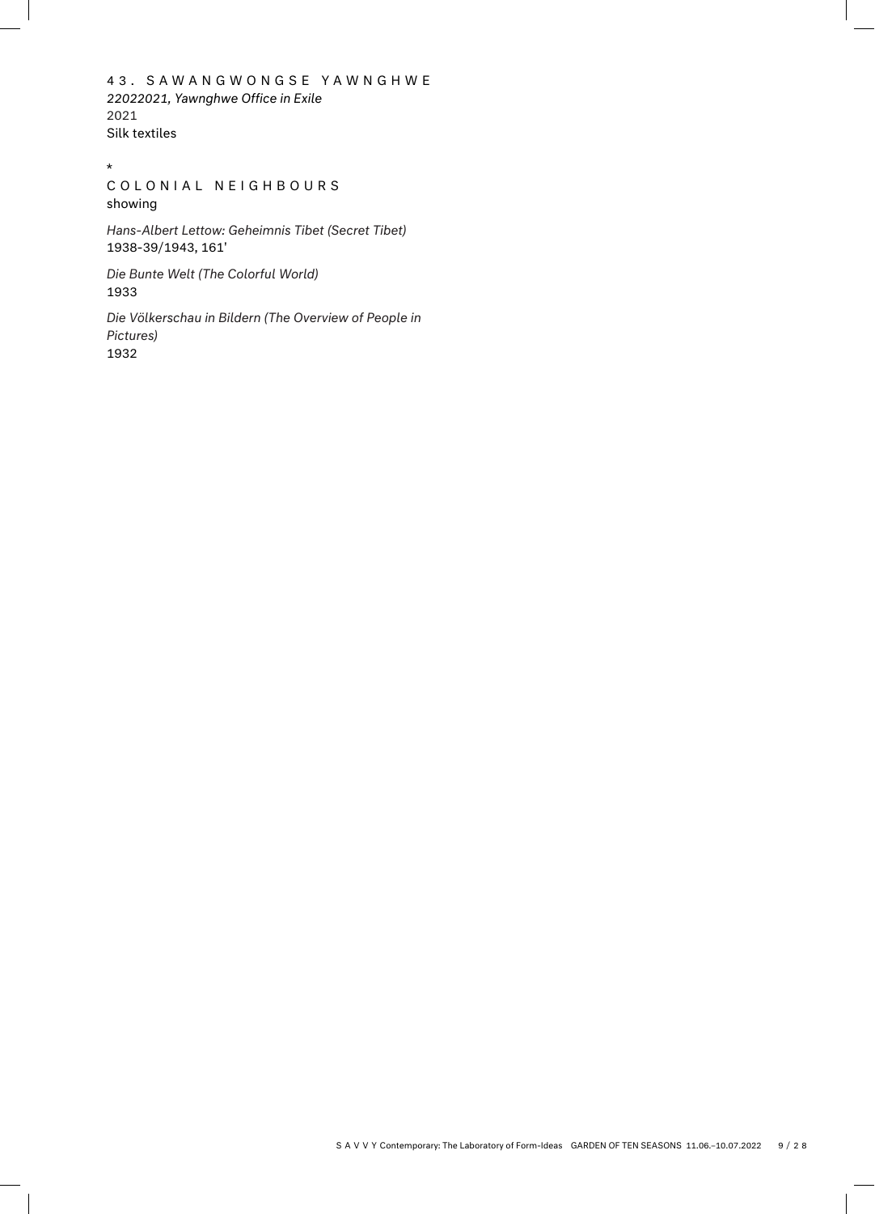43. SAWANGWONGSE YAWNGHWE
*22022021, Yawnghwe Office in Exile*
2021
Silk textiles

*

COLONIAL NEIGHBOURS
showing

*Hans-Albert Lettow: Geheimnis Tibet (Secret Tibet)*
1938-39/1943, 161'

*Die Bunte Welt (The Colorful World)*
1933

*Die Völkerschau in Bildern (The Overview of People in Pictures)*
1932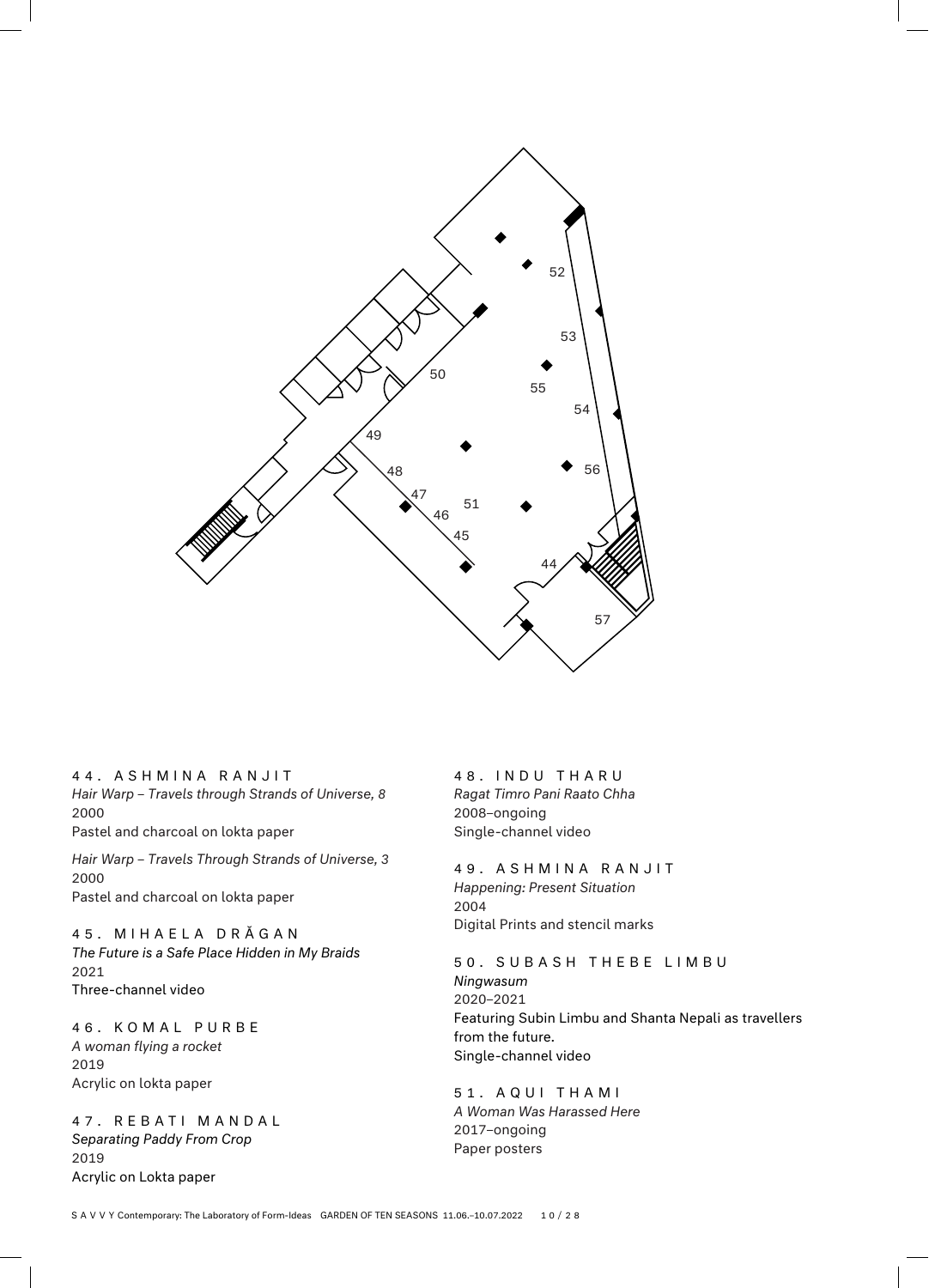### 44. ASHMINA RANJIT

*Hair Warp – Travels through Strands of Universe, 8*
2000
Pastel and charcoal on lokta paper

*Hair Warp – Travels Through Strands of Universe, 3*
2000
Pastel and charcoal on lokta paper

### 45. MIHAELA DRĂGAN

*The Future is a Safe Place Hidden in My Braids*
2021
Three-channel video

### 46. KOMAL PURBE

*A woman flying a rocket*
2019
Acrylic on lokta paper

### 47. REBATI MANDAL

*Separating Paddy From Crop*
2019
Acrylic on Lokta paper

### 48. INDU THARU

*Ragat Timro Pani Raato Chha*
2008–ongoing
Single-channel video

### 49. ASHMINA RANJIT

*Happening: Present Situation*
2004
Digital Prints and stencil marks

### 50. SUBASH THEBE LIMBU

*Ningwasum*
2020–2021
Featuring Subin Limbu and Shanta Nepali as travellers from the future.
Single-channel video

### 51. AQUI THAMI

*A Woman Was Harassed Here*
2017–ongoing
Paper posters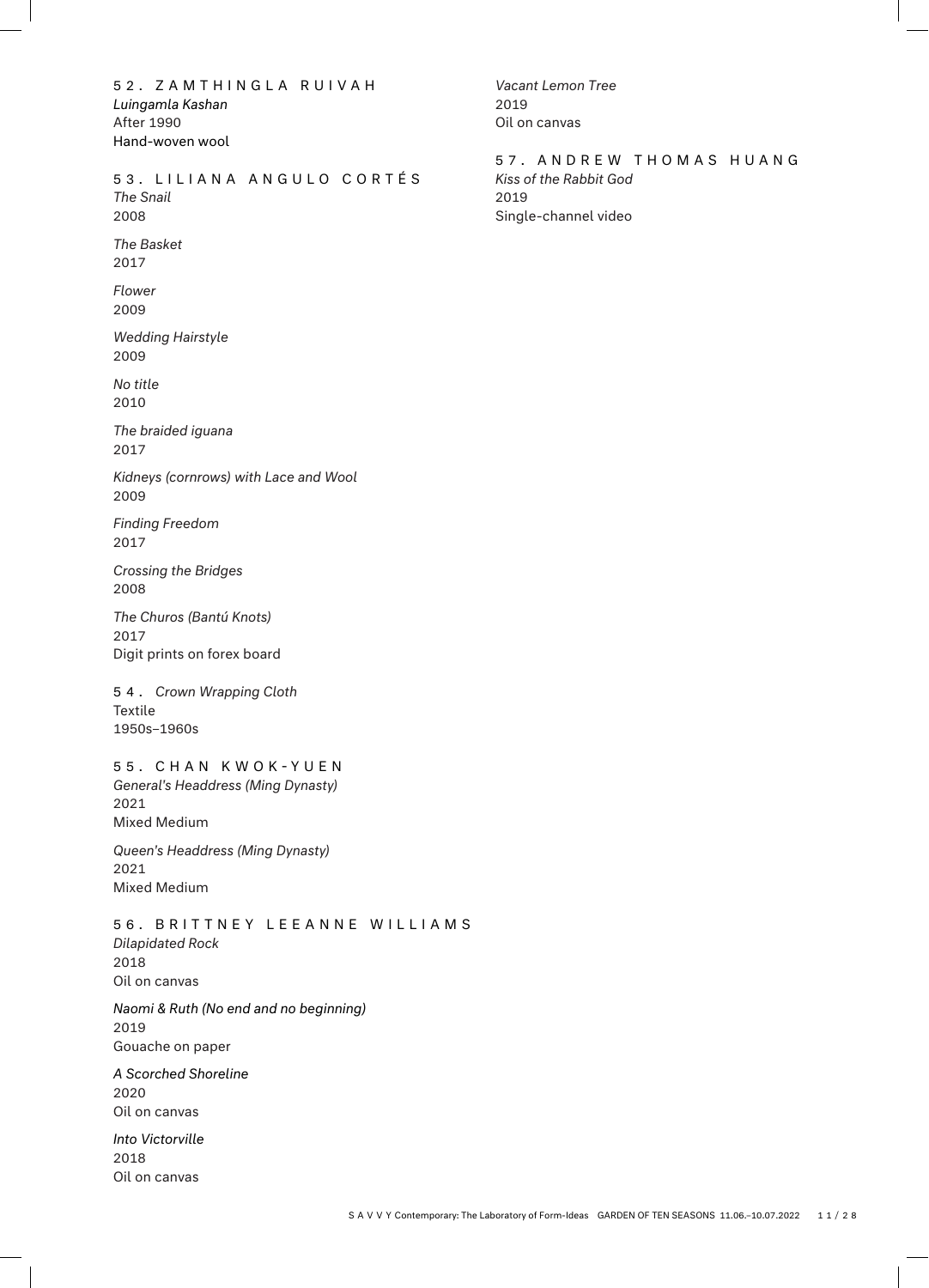52. ZAMTHINGLA RUIVAH

*Luingamla Kashan*
After 1990
Hand-woven wool

53. LILIANA ANGULO CORTÉS

*The Snail*
2008

*The Basket*
2017

*Flower*
2009

*Wedding Hairstyle*
2009

*No title*
2010

*The braided iguana*
2017

*Kidneys (cornrows) with Lace and Wool*
2009

*Finding Freedom*
2017

*Crossing the Bridges*
2008

*The Churos (Bantú Knots)*
2017
Digit prints on forex board

54. *Crown Wrapping Cloth*
Textile
1950s–1960s

55. CHAN KWOK-YUEN

*General's Headdress (Ming Dynasty)*
2021
Mixed Medium

*Queen's Headdress (Ming Dynasty)*
2021
Mixed Medium

56. BRITTNEY LEEANNE WILLIAMS

*Dilapidated Rock*
2018
Oil on canvas

*Naomi & Ruth (No end and no beginning)*
2019
Gouache on paper

*A Scorched Shoreline*
2020
Oil on canvas

*Into Victorville*
2018
Oil on canvas

*Vacant Lemon Tree*
2019
Oil on canvas

57. ANDREW THOMAS HUANG

*Kiss of the Rabbit God*
2019
Single-channel video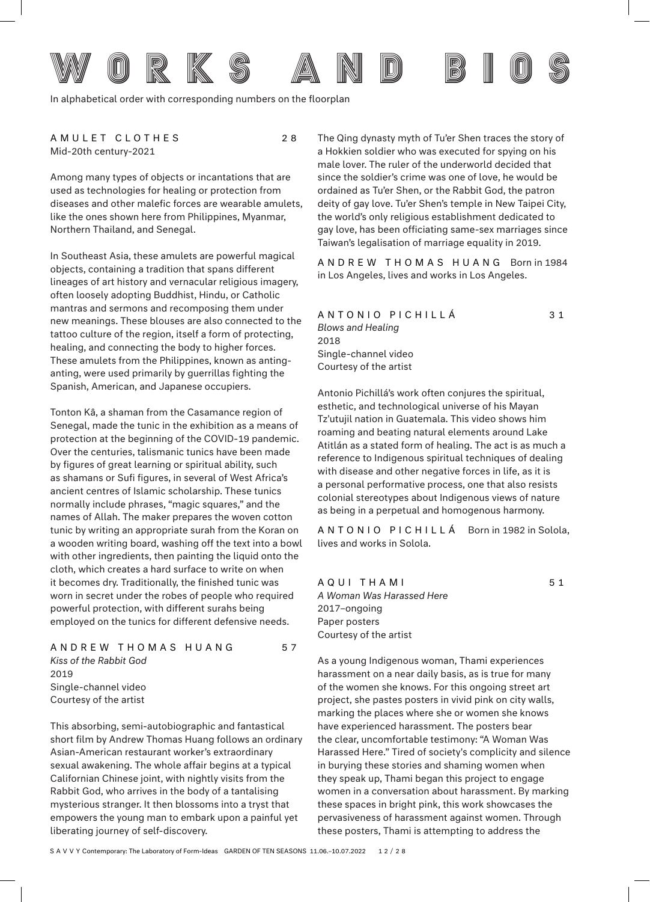# WORKS AND BIOS

In alphabetical order with corresponding numbers on the floorplan

### AMULET CLOTHES — 28

Mid-20th century-2021

Among many types of objects or incantations that are used as technologies for healing or protection from diseases and other malefic forces are wearable amulets, like the ones shown here from Philippines, Myanmar, Northern Thailand, and Senegal.

In Southeast Asia, these amulets are powerful magical objects, containing a tradition that spans different lineages of art history and vernacular religious imagery, often loosely adopting Buddhist, Hindu, or Catholic mantras and sermons and recomposing them under new meanings. These blouses are also connected to the tattoo culture of the region, itself a form of protecting, healing, and connecting the body to higher forces. These amulets from the Philippines, known as anting-anting, were used primarily by guerrillas fighting the Spanish, American, and Japanese occupiers.

Tonton Kâ, a shaman from the Casamance region of Senegal, made the tunic in the exhibition as a means of protection at the beginning of the COVID-19 pandemic. Over the centuries, talismanic tunics have been made by figures of great learning or spiritual ability, such as shamans or Sufi figures, in several of West Africa's ancient centres of Islamic scholarship. These tunics normally include phrases, "magic squares," and the names of Allah. The maker prepares the woven cotton tunic by writing an appropriate surah from the Koran on a wooden writing board, washing off the text into a bowl with other ingredients, then painting the liquid onto the cloth, which creates a hard surface to write on when it becomes dry. Traditionally, the finished tunic was worn in secret under the robes of people who required powerful protection, with different surahs being employed on the tunics for different defensive needs.

### ANDREW THOMAS HUANG — 57

*Kiss of the Rabbit God*
2019
Single-channel video
Courtesy of the artist

This absorbing, semi-autobiographic and fantastical short film by Andrew Thomas Huang follows an ordinary Asian-American restaurant worker's extraordinary sexual awakening. The whole affair begins at a typical Californian Chinese joint, with nightly visits from the Rabbit God, who arrives in the body of a tantalising mysterious stranger. It then blossoms into a tryst that empowers the young man to embark upon a painful yet liberating journey of self-discovery.

The Qing dynasty myth of Tu'er Shen traces the story of a Hokkien soldier who was executed for spying on his male lover. The ruler of the underworld decided that since the soldier's crime was one of love, he would be ordained as Tu'er Shen, or the Rabbit God, the patron deity of gay love. Tu'er Shen's temple in New Taipei City, the world's only religious establishment dedicated to gay love, has been officiating same-sex marriages since Taiwan's legalisation of marriage equality in 2019.

ANDREW THOMAS HUANG Born in 1984 in Los Angeles, lives and works in Los Angeles.

### ANTONIO PICHILLÁ — 31

*Blows and Healing*
2018
Single-channel video
Courtesy of the artist

Antonio Pichillá's work often conjures the spiritual, esthetic, and technological universe of his Mayan Tz'utujil nation in Guatemala. This video shows him roaming and beating natural elements around Lake Atitlán as a stated form of healing. The act is as much a reference to Indigenous spiritual techniques of dealing with disease and other negative forces in life, as it is a personal performative process, one that also resists colonial stereotypes about Indigenous views of nature as being in a perpetual and homogenous harmony.

ANTONIO PICHILLÁ Born in 1982 in Solola, lives and works in Solola.

### AQUI THAMI — 51

*A Woman Was Harassed Here*
2017–ongoing
Paper posters
Courtesy of the artist

As a young Indigenous woman, Thami experiences harassment on a near daily basis, as is true for many of the women she knows. For this ongoing street art project, she pastes posters in vivid pink on city walls, marking the places where she or women she knows have experienced harassment. The posters bear the clear, uncomfortable testimony: "A Woman Was Harassed Here." Tired of society's complicity and silence in burying these stories and shaming women when they speak up, Thami began this project to engage women in a conversation about harassment. By marking these spaces in bright pink, this work showcases the pervasiveness of harassment against women. Through these posters, Thami is attempting to address the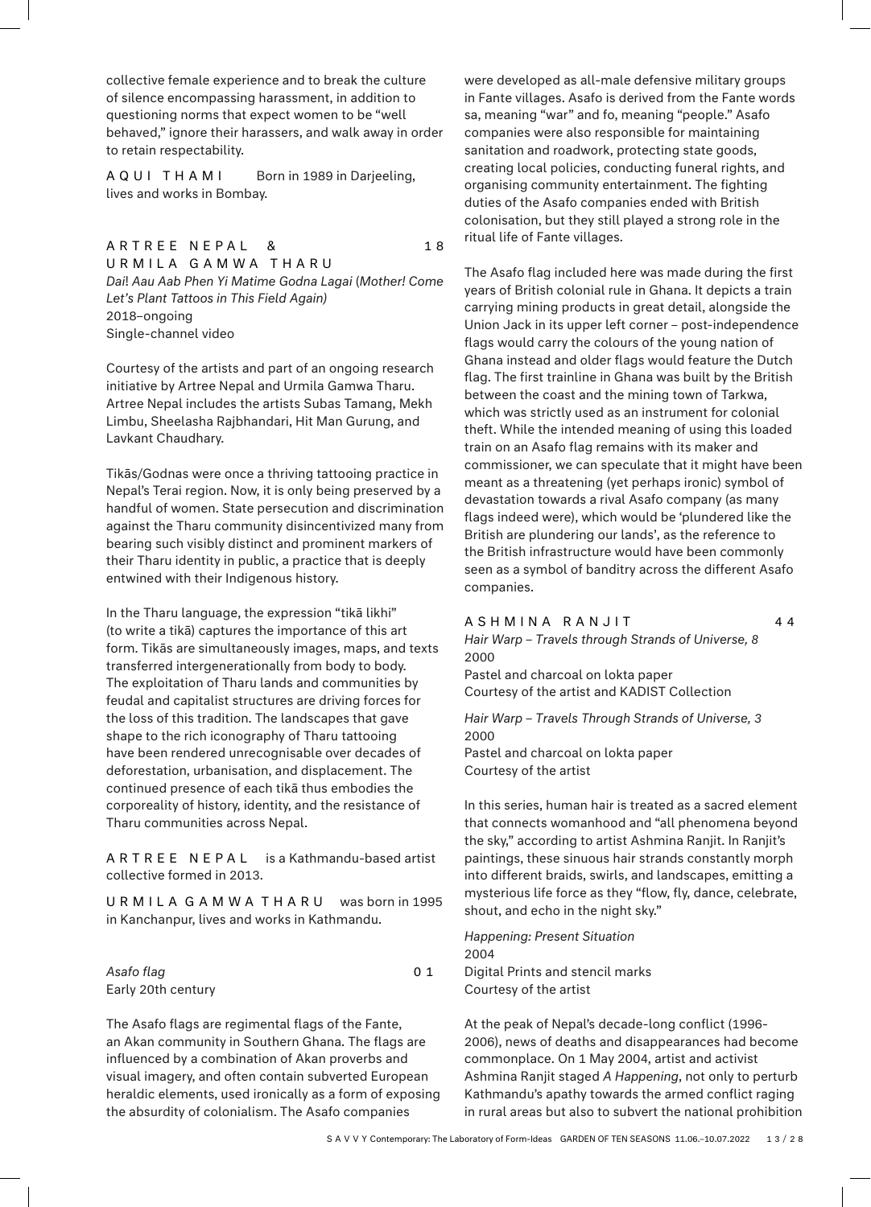collective female experience and to break the culture of silence encompassing harassment, in addition to questioning norms that expect women to be "well behaved," ignore their harassers, and walk away in order to retain respectability.

AQUI THAMI Born in 1989 in Darjeeling, lives and works in Bombay.

ARTREE NEPAL & URMILA GAMWA THARU 18

*Dai! Aau Aab Phen Yi Matime Godna Lagai (Mother! Come Let's Plant Tattoos in This Field Again)*
2018–ongoing
Single-channel video

Courtesy of the artists and part of an ongoing research initiative by Artree Nepal and Urmila Gamwa Tharu. Artree Nepal includes the artists Subas Tamang, Mekh Limbu, Sheelasha Rajbhandari, Hit Man Gurung, and Lavkant Chaudhary.

Tikās/Godnas were once a thriving tattooing practice in Nepal's Terai region. Now, it is only being preserved by a handful of women. State persecution and discrimination against the Tharu community disincentivized many from bearing such visibly distinct and prominent markers of their Tharu identity in public, a practice that is deeply entwined with their Indigenous history.

In the Tharu language, the expression "tikā likhi" (to write a tikā) captures the importance of this art form. Tikās are simultaneously images, maps, and texts transferred intergenerationally from body to body. The exploitation of Tharu lands and communities by feudal and capitalist structures are driving forces for the loss of this tradition. The landscapes that gave shape to the rich iconography of Tharu tattooing have been rendered unrecognisable over decades of deforestation, urbanisation, and displacement. The continued presence of each tikā thus embodies the corporeality of history, identity, and the resistance of Tharu communities across Nepal.

ARTREE NEPAL is a Kathmandu-based artist collective formed in 2013.

URMILA GAMWA THARU was born in 1995 in Kanchanpur, lives and works in Kathmandu.

*Asafo flag* 01
Early 20th century

The Asafo flags are regimental flags of the Fante, an Akan community in Southern Ghana. The flags are influenced by a combination of Akan proverbs and visual imagery, and often contain subverted European heraldic elements, used ironically as a form of exposing the absurdity of colonialism. The Asafo companies were developed as all-male defensive military groups in Fante villages. Asafo is derived from the Fante words sa, meaning "war" and fo, meaning "people." Asafo companies were also responsible for maintaining sanitation and roadwork, protecting state goods, creating local policies, conducting funeral rights, and organising community entertainment. The fighting duties of the Asafo companies ended with British colonisation, but they still played a strong role in the ritual life of Fante villages.

The Asafo flag included here was made during the first years of British colonial rule in Ghana. It depicts a train carrying mining products in great detail, alongside the Union Jack in its upper left corner – post-independence flags would carry the colours of the young nation of Ghana instead and older flags would feature the Dutch flag. The first trainline in Ghana was built by the British between the coast and the mining town of Tarkwa, which was strictly used as an instrument for colonial theft. While the intended meaning of using this loaded train on an Asafo flag remains with its maker and commissioner, we can speculate that it might have been meant as a threatening (yet perhaps ironic) symbol of devastation towards a rival Asafo company (as many flags indeed were), which would be 'plundered like the British are plundering our lands', as the reference to the British infrastructure would have been commonly seen as a symbol of banditry across the different Asafo companies.

ASHMINA RANJIT 44

*Hair Warp – Travels through Strands of Universe, 8*
2000
Pastel and charcoal on lokta paper
Courtesy of the artist and KADIST Collection

*Hair Warp – Travels Through Strands of Universe, 3*
2000
Pastel and charcoal on lokta paper
Courtesy of the artist

In this series, human hair is treated as a sacred element that connects womanhood and "all phenomena beyond the sky," according to artist Ashmina Ranjit. In Ranjit's paintings, these sinuous hair strands constantly morph into different braids, swirls, and landscapes, emitting a mysterious life force as they "flow, fly, dance, celebrate, shout, and echo in the night sky."

*Happening: Present Situation*
2004
Digital Prints and stencil marks
Courtesy of the artist

At the peak of Nepal's decade-long conflict (1996-2006), news of deaths and disappearances had become commonplace. On 1 May 2004, artist and activist Ashmina Ranjit staged *A Happening*, not only to perturb Kathmandu's apathy towards the armed conflict raging in rural areas but also to subvert the national prohibition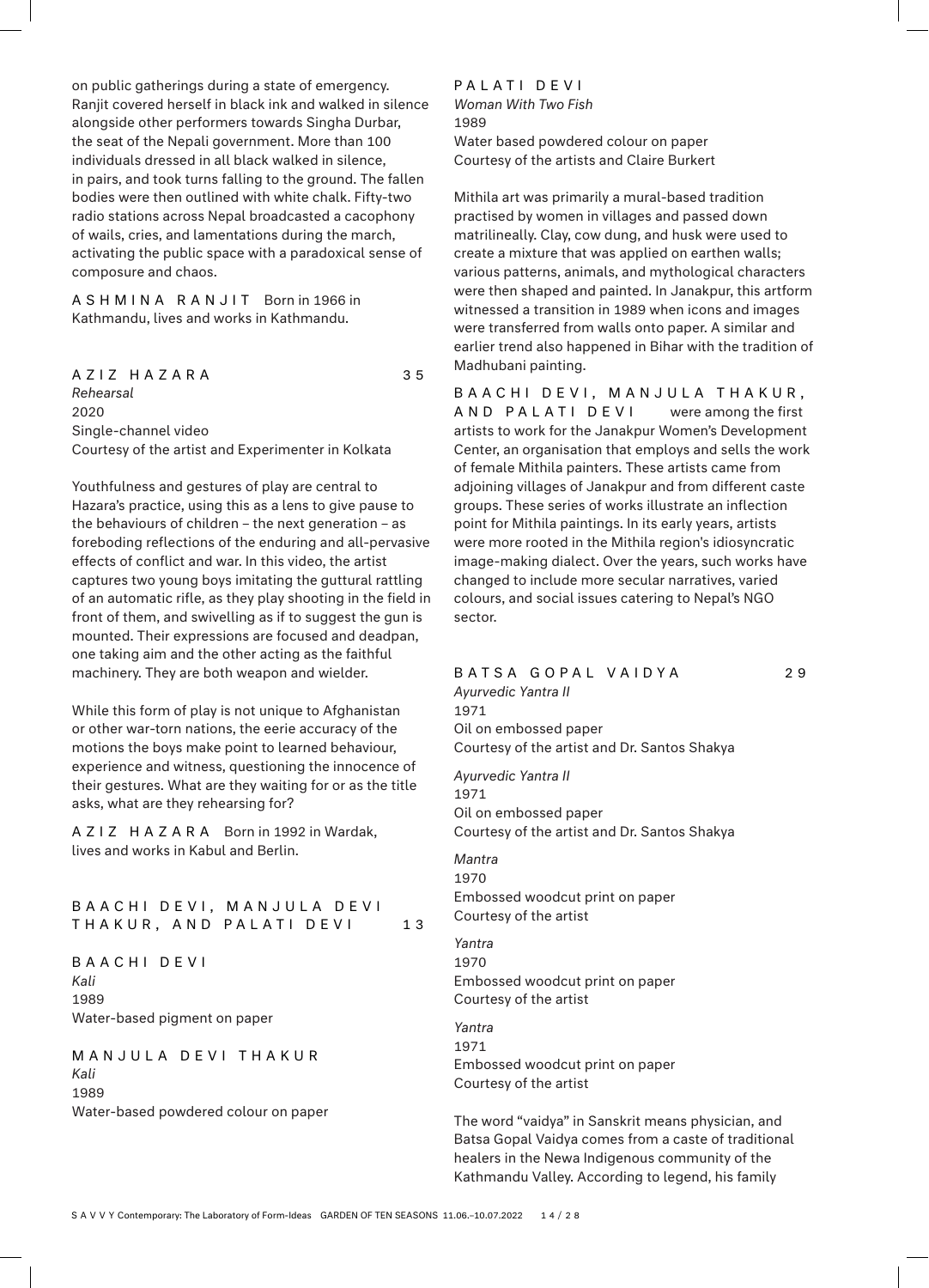on public gatherings during a state of emergency. Ranjit covered herself in black ink and walked in silence alongside other performers towards Singha Durbar, the seat of the Nepali government. More than 100 individuals dressed in all black walked in silence, in pairs, and took turns falling to the ground. The fallen bodies were then outlined with white chalk. Fifty-two radio stations across Nepal broadcasted a cacophony of wails, cries, and lamentations during the march, activating the public space with a paradoxical sense of composure and chaos.

ASHMINA RANJIT Born in 1966 in Kathmandu, lives and works in Kathmandu.

## AZIZ HAZARA 35

*Rehearsal*
2020
Single-channel video
Courtesy of the artist and Experimenter in Kolkata

Youthfulness and gestures of play are central to Hazara's practice, using this as a lens to give pause to the behaviours of children – the next generation – as foreboding reflections of the enduring and all-pervasive effects of conflict and war. In this video, the artist captures two young boys imitating the guttural rattling of an automatic rifle, as they play shooting in the field in front of them, and swivelling as if to suggest the gun is mounted. Their expressions are focused and deadpan, one taking aim and the other acting as the faithful machinery. They are both weapon and wielder.

While this form of play is not unique to Afghanistan or other war-torn nations, the eerie accuracy of the motions the boys make point to learned behaviour, experience and witness, questioning the innocence of their gestures. What are they waiting for or as the title asks, what are they rehearsing for?

AZIZ HAZARA Born in 1992 in Wardak, lives and works in Kabul and Berlin.

## BAACHI DEVI, MANJULA DEVI THAKUR, AND PALATI DEVI 13

BAACHI DEVI
*Kali*
1989
Water-based pigment on paper

MANJULA DEVI THAKUR
*Kali*
1989
Water-based powdered colour on paper

PALATI DEVI
*Woman With Two Fish*
1989
Water based powdered colour on paper
Courtesy of the artists and Claire Burkert

Mithila art was primarily a mural-based tradition practised by women in villages and passed down matrilineally. Clay, cow dung, and husk were used to create a mixture that was applied on earthen walls; various patterns, animals, and mythological characters were then shaped and painted. In Janakpur, this artform witnessed a transition in 1989 when icons and images were transferred from walls onto paper. A similar and earlier trend also happened in Bihar with the tradition of Madhubani painting.

BAACHI DEVI, MANJULA THAKUR, AND PALATI DEVI were among the first artists to work for the Janakpur Women's Development Center, an organisation that employs and sells the work of female Mithila painters. These artists came from adjoining villages of Janakpur and from different caste groups. These series of works illustrate an inflection point for Mithila paintings. In its early years, artists were more rooted in the Mithila region's idiosyncratic image-making dialect. Over the years, such works have changed to include more secular narratives, varied colours, and social issues catering to Nepal's NGO sector.

## BATSA GOPAL VAIDYA 29

*Ayurvedic Yantra II*
1971
Oil on embossed paper
Courtesy of the artist and Dr. Santos Shakya

*Ayurvedic Yantra II*
1971
Oil on embossed paper
Courtesy of the artist and Dr. Santos Shakya

*Mantra*
1970
Embossed woodcut print on paper
Courtesy of the artist

*Yantra*
1970
Embossed woodcut print on paper
Courtesy of the artist

*Yantra*
1971
Embossed woodcut print on paper
Courtesy of the artist

The word "vaidya" in Sanskrit means physician, and Batsa Gopal Vaidya comes from a caste of traditional healers in the Newa Indigenous community of the Kathmandu Valley. According to legend, his family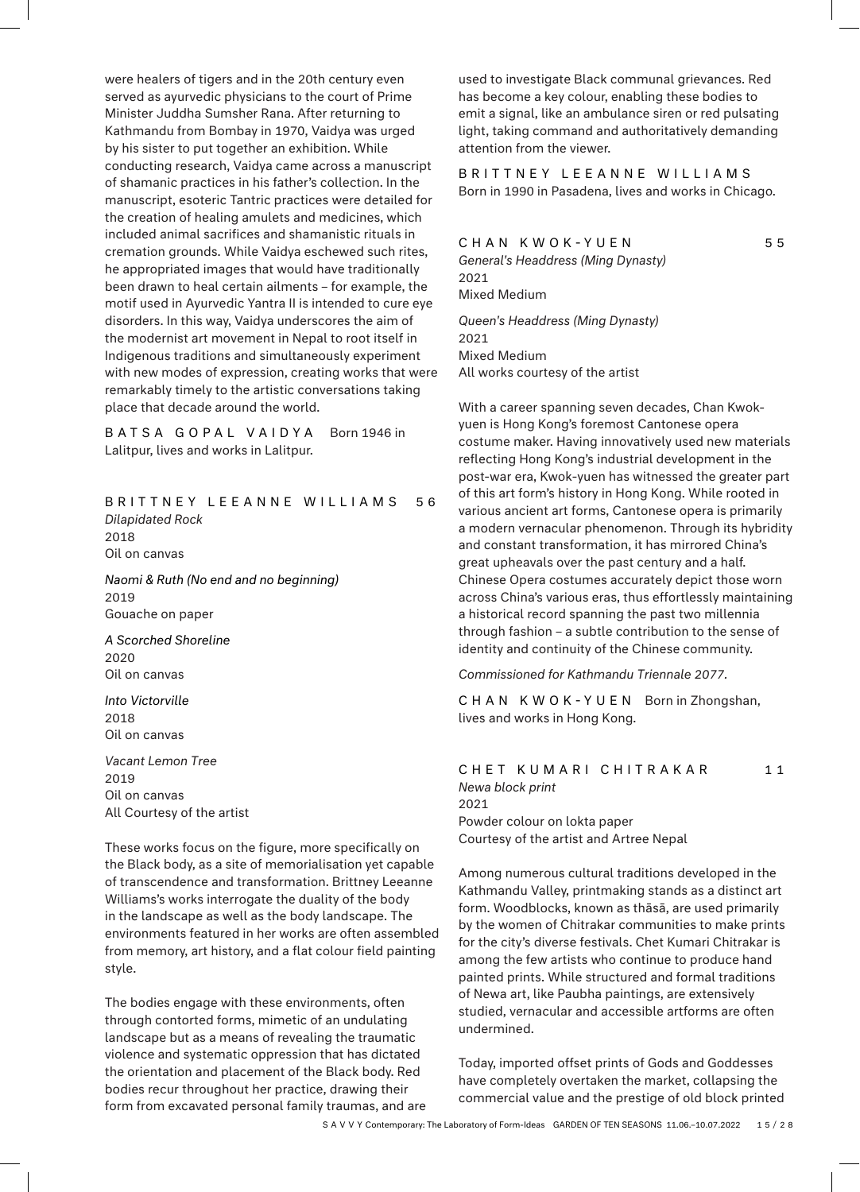were healers of tigers and in the 20th century even served as ayurvedic physicians to the court of Prime Minister Juddha Sumsher Rana. After returning to Kathmandu from Bombay in 1970, Vaidya was urged by his sister to put together an exhibition. While conducting research, Vaidya came across a manuscript of shamanic practices in his father's collection. In the manuscript, esoteric Tantric practices were detailed for the creation of healing amulets and medicines, which included animal sacrifices and shamanistic rituals in cremation grounds. While Vaidya eschewed such rites, he appropriated images that would have traditionally been drawn to heal certain ailments – for example, the motif used in Ayurvedic Yantra II is intended to cure eye disorders. In this way, Vaidya underscores the aim of the modernist art movement in Nepal to root itself in Indigenous traditions and simultaneously experiment with new modes of expression, creating works that were remarkably timely to the artistic conversations taking place that decade around the world.

BATSA GOPAL VAIDYA Born 1946 in Lalitpur, lives and works in Lalitpur.

## BRITTNEY LEEANNE WILLIAMS 56

*Dilapidated Rock*
2018
Oil on canvas

*Naomi & Ruth (No end and no beginning)*
2019
Gouache on paper

*A Scorched Shoreline*
2020
Oil on canvas

*Into Victorville*
2018
Oil on canvas

*Vacant Lemon Tree*
2019
Oil on canvas
All Courtesy of the artist

These works focus on the figure, more specifically on the Black body, as a site of memorialisation yet capable of transcendence and transformation. Brittney Leeanne Williams's works interrogate the duality of the body in the landscape as well as the body landscape. The environments featured in her works are often assembled from memory, art history, and a flat colour field painting style.

The bodies engage with these environments, often through contorted forms, mimetic of an undulating landscape but as a means of revealing the traumatic violence and systematic oppression that has dictated the orientation and placement of the Black body. Red bodies recur throughout her practice, drawing their form from excavated personal family traumas, and are used to investigate Black communal grievances. Red has become a key colour, enabling these bodies to emit a signal, like an ambulance siren or red pulsating light, taking command and authoritatively demanding attention from the viewer.

BRITTNEY LEEANNE WILLIAMS
Born in 1990 in Pasadena, lives and works in Chicago.

## CHAN KWOK-YUEN 55

*General's Headdress (Ming Dynasty)*
2021
Mixed Medium

*Queen's Headdress (Ming Dynasty)*
2021
Mixed Medium
All works courtesy of the artist

With a career spanning seven decades, Chan Kwok-yuen is Hong Kong's foremost Cantonese opera costume maker. Having innovatively used new materials reflecting Hong Kong's industrial development in the post-war era, Kwok-yuen has witnessed the greater part of this art form's history in Hong Kong. While rooted in various ancient art forms, Cantonese opera is primarily a modern vernacular phenomenon. Through its hybridity and constant transformation, it has mirrored China's great upheavals over the past century and a half. Chinese Opera costumes accurately depict those worn across China's various eras, thus effortlessly maintaining a historical record spanning the past two millennia through fashion – a subtle contribution to the sense of identity and continuity of the Chinese community.

*Commissioned for Kathmandu Triennale 2077.*

CHAN KWOK-YUEN Born in Zhongshan, lives and works in Hong Kong.

## CHET KUMARI CHITRAKAR 11

*Newa block print*
2021
Powder colour on lokta paper
Courtesy of the artist and Artree Nepal

Among numerous cultural traditions developed in the Kathmandu Valley, printmaking stands as a distinct art form. Woodblocks, known as thāsā, are used primarily by the women of Chitrakar communities to make prints for the city's diverse festivals. Chet Kumari Chitrakar is among the few artists who continue to produce hand painted prints. While structured and formal traditions of Newa art, like Paubha paintings, are extensively studied, vernacular and accessible artforms are often undermined.

Today, imported offset prints of Gods and Goddesses have completely overtaken the market, collapsing the commercial value and the prestige of old block printed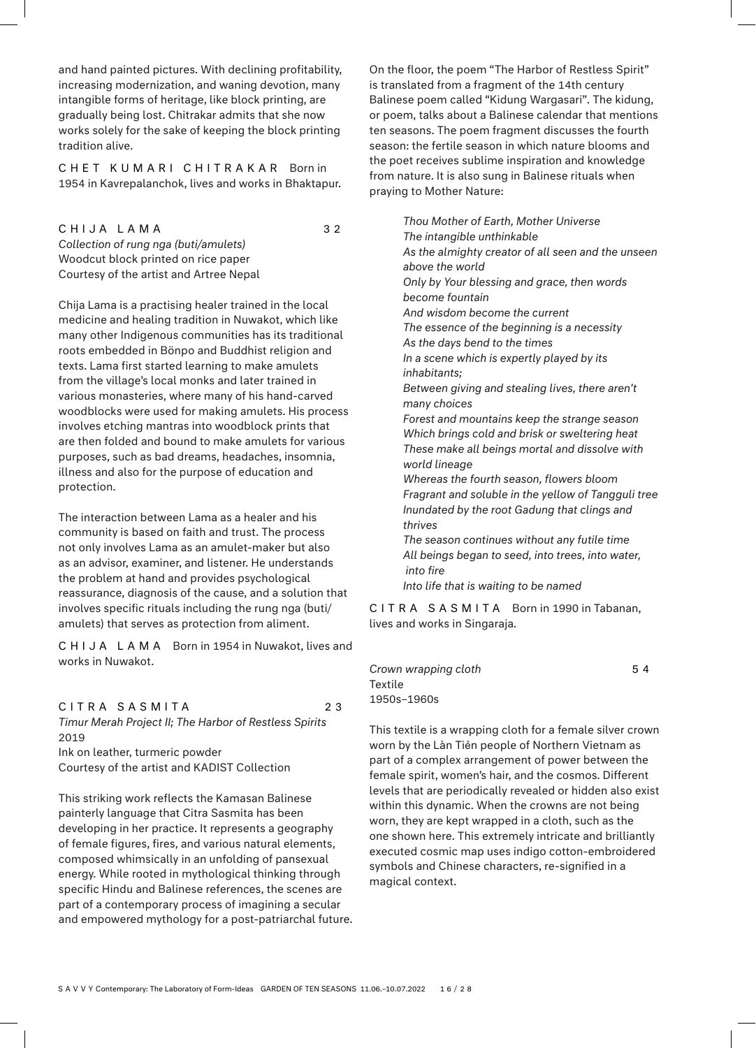and hand painted pictures. With declining profitability, increasing modernization, and waning devotion, many intangible forms of heritage, like block printing, are gradually being lost. Chitrakar admits that she now works solely for the sake of keeping the block printing tradition alive.

CHET KUMARI CHITRAKAR Born in 1954 in Kavrepalanchok, lives and works in Bhaktapur.

### CHIJA LAMA 32

*Collection of rung nga (buti/amulets)*
Woodcut block printed on rice paper
Courtesy of the artist and Artree Nepal

Chija Lama is a practising healer trained in the local medicine and healing tradition in Nuwakot, which like many other Indigenous communities has its traditional roots embedded in Bönpo and Buddhist religion and texts. Lama first started learning to make amulets from the village's local monks and later trained in various monasteries, where many of his hand-carved woodblocks were used for making amulets. His process involves etching mantras into woodblock prints that are then folded and bound to make amulets for various purposes, such as bad dreams, headaches, insomnia, illness and also for the purpose of education and protection.

The interaction between Lama as a healer and his community is based on faith and trust. The process not only involves Lama as an amulet-maker but also as an advisor, examiner, and listener. He understands the problem at hand and provides psychological reassurance, diagnosis of the cause, and a solution that involves specific rituals including the rung nga (buti/amulets) that serves as protection from aliment.

CHIJA LAMA Born in 1954 in Nuwakot, lives and works in Nuwakot.

### CITRA SASMITA 23

*Timur Merah Project II; The Harbor of Restless Spirits*
2019
Ink on leather, turmeric powder
Courtesy of the artist and KADIST Collection

This striking work reflects the Kamasan Balinese painterly language that Citra Sasmita has been developing in her practice. It represents a geography of female figures, fires, and various natural elements, composed whimsically in an unfolding of pansexual energy. While rooted in mythological thinking through specific Hindu and Balinese references, the scenes are part of a contemporary process of imagining a secular and empowered mythology for a post-patriarchal future.

On the floor, the poem "The Harbor of Restless Spirit" is translated from a fragment of the 14th century Balinese poem called "Kidung Wargasari". The kidung, or poem, talks about a Balinese calendar that mentions ten seasons. The poem fragment discusses the fourth season: the fertile season in which nature blooms and the poet receives sublime inspiration and knowledge from nature. It is also sung in Balinese rituals when praying to Mother Nature:

> *Thou Mother of Earth, Mother Universe*
> *The intangible unthinkable*
> *As the almighty creator of all seen and the unseen above the world*
> *Only by Your blessing and grace, then words become fountain*
> *And wisdom become the current*
> *The essence of the beginning is a necessity*
> *As the days bend to the times*
> *In a scene which is expertly played by its inhabitants;*
> *Between giving and stealing lives, there aren't many choices*
> *Forest and mountains keep the strange season*
> *Which brings cold and brisk or sweltering heat*
> *These make all beings mortal and dissolve with world lineage*
> *Whereas the fourth season, flowers bloom*
> *Fragrant and soluble in the yellow of Tangguli tree*
> *Inundated by the root Gadung that clings and thrives*
> *The season continues without any futile time*
> *All beings began to seed, into trees, into water, into fire*
> *Into life that is waiting to be named*

CITRA SASMITA Born in 1990 in Tabanan, lives and works in Singaraja.

### *Crown wrapping cloth* 54

Textile
1950s–1960s

This textile is a wrapping cloth for a female silver crown worn by the Làn Tiẻn people of Northern Vietnam as part of a complex arrangement of power between the female spirit, women's hair, and the cosmos. Different levels that are periodically revealed or hidden also exist within this dynamic. When the crowns are not being worn, they are kept wrapped in a cloth, such as the one shown here. This extremely intricate and brilliantly executed cosmic map uses indigo cotton-embroidered symbols and Chinese characters, re-signified in a magical context.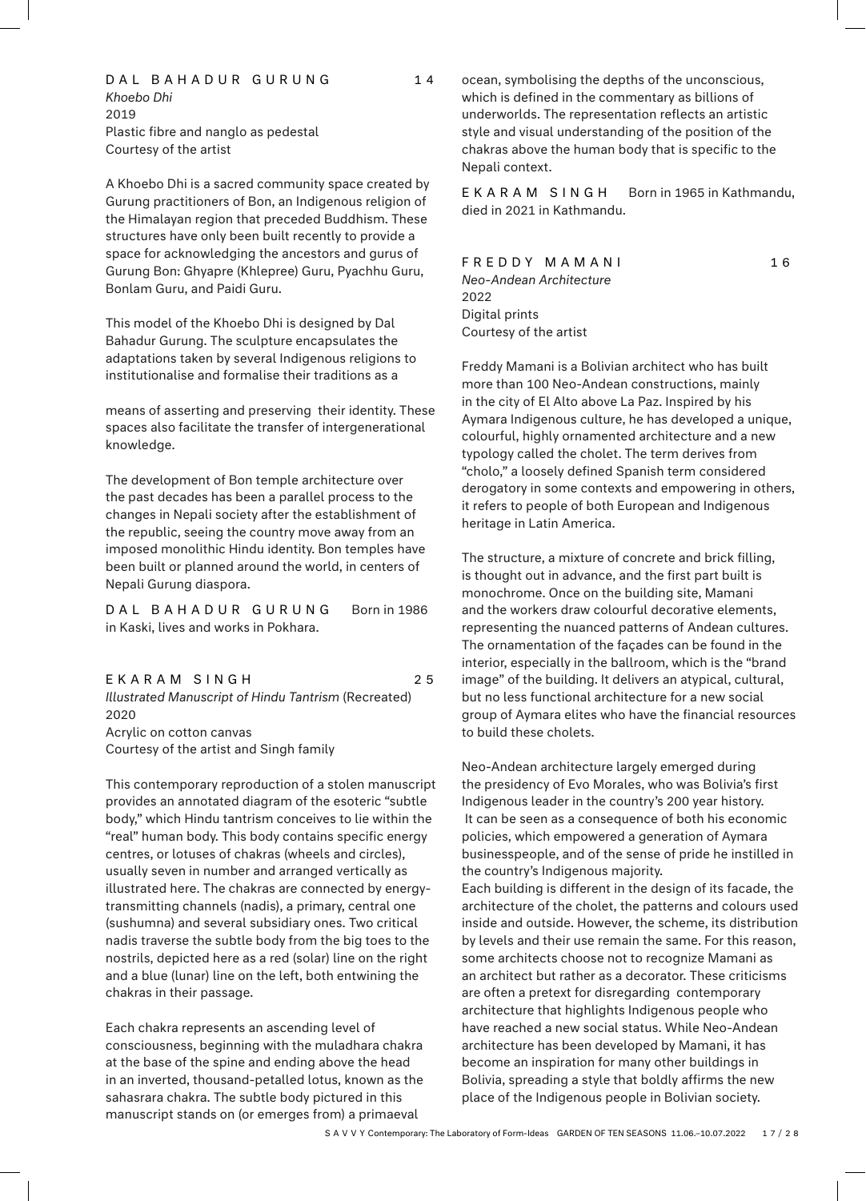## DAL BAHADUR GURUNG 14

*Khoebo Dhi*
2019
Plastic fibre and nanglo as pedestal
Courtesy of the artist

A Khoebo Dhi is a sacred community space created by Gurung practitioners of Bon, an Indigenous religion of the Himalayan region that preceded Buddhism. These structures have only been built recently to provide a space for acknowledging the ancestors and gurus of Gurung Bon: Ghyapre (Khlepree) Guru, Pyachhu Guru, Bonlam Guru, and Paidi Guru.

This model of the Khoebo Dhi is designed by Dal Bahadur Gurung. The sculpture encapsulates the adaptations taken by several Indigenous religions to institutionalise and formalise their traditions as a means of asserting and preserving their identity. These spaces also facilitate the transfer of intergenerational knowledge.

The development of Bon temple architecture over the past decades has been a parallel process to the changes in Nepali society after the establishment of the republic, seeing the country move away from an imposed monolithic Hindu identity. Bon temples have been built or planned around the world, in centers of Nepali Gurung diaspora.

DAL BAHADUR GURUNG Born in 1986 in Kaski, lives and works in Pokhara.

## EKARAM SINGH 25

*Illustrated Manuscript of Hindu Tantrism* (Recreated)
2020
Acrylic on cotton canvas
Courtesy of the artist and Singh family

This contemporary reproduction of a stolen manuscript provides an annotated diagram of the esoteric "subtle body," which Hindu tantrism conceives to lie within the "real" human body. This body contains specific energy centres, or lotuses of chakras (wheels and circles), usually seven in number and arranged vertically as illustrated here. The chakras are connected by energy-transmitting channels (nadis), a primary, central one (sushumna) and several subsidiary ones. Two critical nadis traverse the subtle body from the big toes to the nostrils, depicted here as a red (solar) line on the right and a blue (lunar) line on the left, both entwining the chakras in their passage.

Each chakra represents an ascending level of consciousness, beginning with the muladhara chakra at the base of the spine and ending above the head in an inverted, thousand-petalled lotus, known as the sahasrara chakra. The subtle body pictured in this manuscript stands on (or emerges from) a primaeval ocean, symbolising the depths of the unconscious, which is defined in the commentary as billions of underworlds. The representation reflects an artistic style and visual understanding of the position of the chakras above the human body that is specific to the Nepali context.

EKARAM SINGH Born in 1965 in Kathmandu, died in 2021 in Kathmandu.

## FREDDY MAMANI 16

*Neo-Andean Architecture*
2022
Digital prints
Courtesy of the artist

Freddy Mamani is a Bolivian architect who has built more than 100 Neo-Andean constructions, mainly in the city of El Alto above La Paz. Inspired by his Aymara Indigenous culture, he has developed a unique, colourful, highly ornamented architecture and a new typology called the cholet. The term derives from "cholo," a loosely defined Spanish term considered derogatory in some contexts and empowering in others, it refers to people of both European and Indigenous heritage in Latin America.

The structure, a mixture of concrete and brick filling, is thought out in advance, and the first part built is monochrome. Once on the building site, Mamani and the workers draw colourful decorative elements, representing the nuanced patterns of Andean cultures. The ornamentation of the façades can be found in the interior, especially in the ballroom, which is the "brand image" of the building. It delivers an atypical, cultural, but no less functional architecture for a new social group of Aymara elites who have the financial resources to build these cholets.

Neo-Andean architecture largely emerged during the presidency of Evo Morales, who was Bolivia's first Indigenous leader in the country's 200 year history. It can be seen as a consequence of both his economic policies, which empowered a generation of Aymara businesspeople, and of the sense of pride he instilled in the country's Indigenous majority.
Each building is different in the design of its facade, the architecture of the cholet, the patterns and colours used inside and outside. However, the scheme, its distribution by levels and their use remain the same. For this reason, some architects choose not to recognize Mamani as an architect but rather as a decorator. These criticisms are often a pretext for disregarding contemporary architecture that highlights Indigenous people who have reached a new social status. While Neo-Andean architecture has been developed by Mamani, it has become an inspiration for many other buildings in Bolivia, spreading a style that boldly affirms the new place of the Indigenous people in Bolivian society.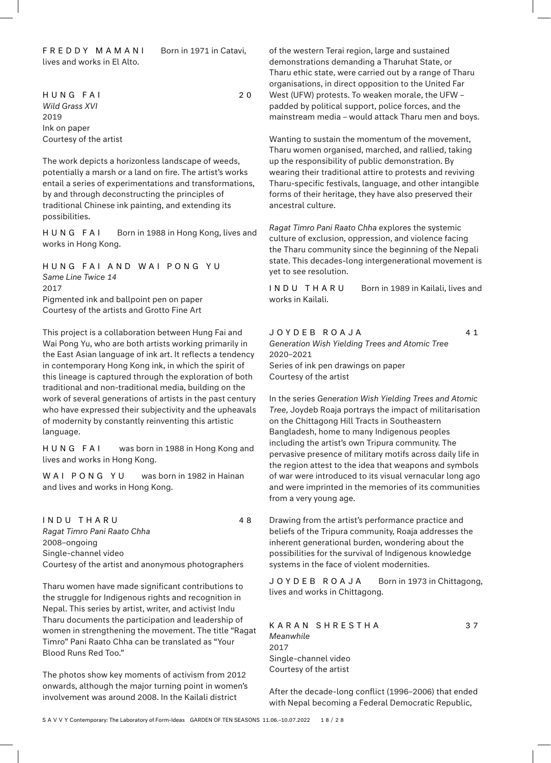FREDDY MAMANI Born in 1971 in Catavi, lives and works in El Alto.

### HUNG FAI 20

*Wild Grass XVI*
2019
Ink on paper
Courtesy of the artist

The work depicts a horizonless landscape of weeds, potentially a marsh or a land on fire. The artist's works entail a series of experimentations and transformations, by and through deconstructing the principles of traditional Chinese ink painting, and extending its possibilities.

HUNG FAI Born in 1988 in Hong Kong, lives and works in Hong Kong.

### HUNG FAI AND WAI PONG YU

*Same Line Twice 14*
2017
Pigmented ink and ballpoint pen on paper
Courtesy of the artists and Grotto Fine Art

This project is a collaboration between Hung Fai and Wai Pong Yu, who are both artists working primarily in the East Asian language of ink art. It reflects a tendency in contemporary Hong Kong ink, in which the spirit of this lineage is captured through the exploration of both traditional and non-traditional media, building on the work of several generations of artists in the past century who have expressed their subjectivity and the upheavals of modernity by constantly reinventing this artistic language.

HUNG FAI was born in 1988 in Hong Kong and lives and works in Hong Kong.

WAI PONG YU was born in 1982 in Hainan and lives and works in Hong Kong.

### INDU THARU 48

*Ragat Timro Pani Raato Chha*
2008–ongoing
Single-channel video
Courtesy of the artist and anonymous photographers

Tharu women have made significant contributions to the struggle for Indigenous rights and recognition in Nepal. This series by artist, writer, and activist Indu Tharu documents the participation and leadership of women in strengthening the movement. The title "Ragat Timro" Pani Raato Chha can be translated as "Your Blood Runs Red Too."

The photos show key moments of activism from 2012 onwards, although the major turning point in women's involvement was around 2008. In the Kailali district of the western Terai region, large and sustained demonstrations demanding a Tharuhat State, or Tharu ethic state, were carried out by a range of Tharu organisations, in direct opposition to the United Far West (UFW) protests. To weaken morale, the UFW – padded by political support, police forces, and the mainstream media – would attack Tharu men and boys.

Wanting to sustain the momentum of the movement, Tharu women organised, marched, and rallied, taking up the responsibility of public demonstration. By wearing their traditional attire to protests and reviving Tharu-specific festivals, language, and other intangible forms of their heritage, they have also preserved their ancestral culture.

*Ragat Timro Pani Raato Chha* explores the systemic culture of exclusion, oppression, and violence facing the Tharu community since the beginning of the Nepali state. This decades-long intergenerational movement is yet to see resolution.

INDU THARU Born in 1989 in Kailali, lives and works in Kailali.

### JOYDEB ROAJA 41

*Generation Wish Yielding Trees and Atomic Tree*
2020–2021
Series of ink pen drawings on paper
Courtesy of the artist

In the series *Generation Wish Yielding Trees and Atomic Tree*, Joydeb Roaja portrays the impact of militarisation on the Chittagong Hill Tracts in Southeastern Bangladesh, home to many Indigenous peoples including the artist's own Tripura community. The pervasive presence of military motifs across daily life in the region attest to the idea that weapons and symbols of war were introduced to its visual vernacular long ago and were imprinted in the memories of its communities from a very young age.

Drawing from the artist's performance practice and beliefs of the Tripura community, Roaja addresses the inherent generational burden, wondering about the possibilities for the survival of Indigenous knowledge systems in the face of violent modernities.

JOYDEB ROAJA Born in 1973 in Chittagong, lives and works in Chittagong.

### KARAN SHRESTHA 37

*Meanwhile*
2017
Single-channel video
Courtesy of the artist

After the decade-long conflict (1996–2006) that ended with Nepal becoming a Federal Democratic Republic,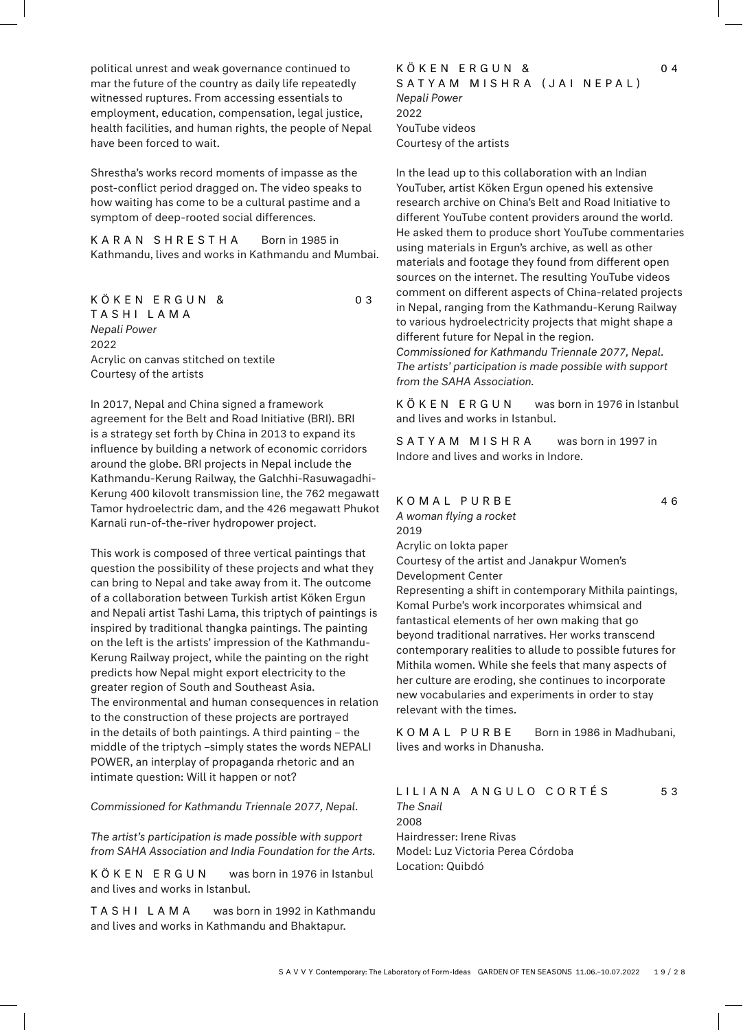political unrest and weak governance continued to mar the future of the country as daily life repeatedly witnessed ruptures. From accessing essentials to employment, education, compensation, legal justice, health facilities, and human rights, the people of Nepal have been forced to wait.

Shrestha's works record moments of impasse as the post-conflict period dragged on. The video speaks to how waiting has come to be a cultural pastime and a symptom of deep-rooted social differences.

KARAN SHRESTHA Born in 1985 in Kathmandu, lives and works in Kathmandu and Mumbai.

## KÖKEN ERGUN & TASHI LAMA — 03

*Nepali Power*
2022
Acrylic on canvas stitched on textile
Courtesy of the artists

In 2017, Nepal and China signed a framework agreement for the Belt and Road Initiative (BRI). BRI is a strategy set forth by China in 2013 to expand its influence by building a network of economic corridors around the globe. BRI projects in Nepal include the Kathmandu-Kerung Railway, the Galchhi-Rasuwagadhi-Kerung 400 kilovolt transmission line, the 762 megawatt Tamor hydroelectric dam, and the 426 megawatt Phukot Karnali run-of-the-river hydropower project.

This work is composed of three vertical paintings that question the possibility of these projects and what they can bring to Nepal and take away from it. The outcome of a collaboration between Turkish artist Köken Ergun and Nepali artist Tashi Lama, this triptych of paintings is inspired by traditional thangka paintings. The painting on the left is the artists' impression of the Kathmandu-Kerung Railway project, while the painting on the right predicts how Nepal might export electricity to the greater region of South and Southeast Asia.
The environmental and human consequences in relation to the construction of these projects are portrayed in the details of both paintings. A third painting – the middle of the triptych –simply states the words NEPALI POWER, an interplay of propaganda rhetoric and an intimate question: Will it happen or not?

*Commissioned for Kathmandu Triennale 2077, Nepal.*

*The artist's participation is made possible with support from SAHA Association and India Foundation for the Arts.*

KÖKEN ERGUN was born in 1976 in Istanbul and lives and works in Istanbul.

TASHI LAMA was born in 1992 in Kathmandu and lives and works in Kathmandu and Bhaktapur.

## KÖKEN ERGUN & SATYAM MISHRA (JAI NEPAL) — 04

*Nepali Power*
2022
YouTube videos
Courtesy of the artists

In the lead up to this collaboration with an Indian YouTuber, artist Köken Ergun opened his extensive research archive on China's Belt and Road Initiative to different YouTube content providers around the world. He asked them to produce short YouTube commentaries using materials in Ergun's archive, as well as other materials and footage they found from different open sources on the internet. The resulting YouTube videos comment on different aspects of China-related projects in Nepal, ranging from the Kathmandu-Kerung Railway to various hydroelectricity projects that might shape a different future for Nepal in the region.
*Commissioned for Kathmandu Triennale 2077, Nepal. The artists' participation is made possible with support from the SAHA Association.*

KÖKEN ERGUN was born in 1976 in Istanbul and lives and works in Istanbul.

SATYAM MISHRA was born in 1997 in Indore and lives and works in Indore.

## KOMAL PURBE — 46

*A woman flying a rocket*
2019
Acrylic on lokta paper
Courtesy of the artist and Janakpur Women's Development Center
Representing a shift in contemporary Mithila paintings, Komal Purbe's work incorporates whimsical and fantastical elements of her own making that go beyond traditional narratives. Her works transcend contemporary realities to allude to possible futures for Mithila women. While she feels that many aspects of her culture are eroding, she continues to incorporate new vocabularies and experiments in order to stay relevant with the times.

KOMAL PURBE Born in 1986 in Madhubani, lives and works in Dhanusha.

## LILIANA ANGULO CORTÉS — 53

*The Snail*
2008
Hairdresser: Irene Rivas
Model: Luz Victoria Perea Córdoba
Location: Quibdó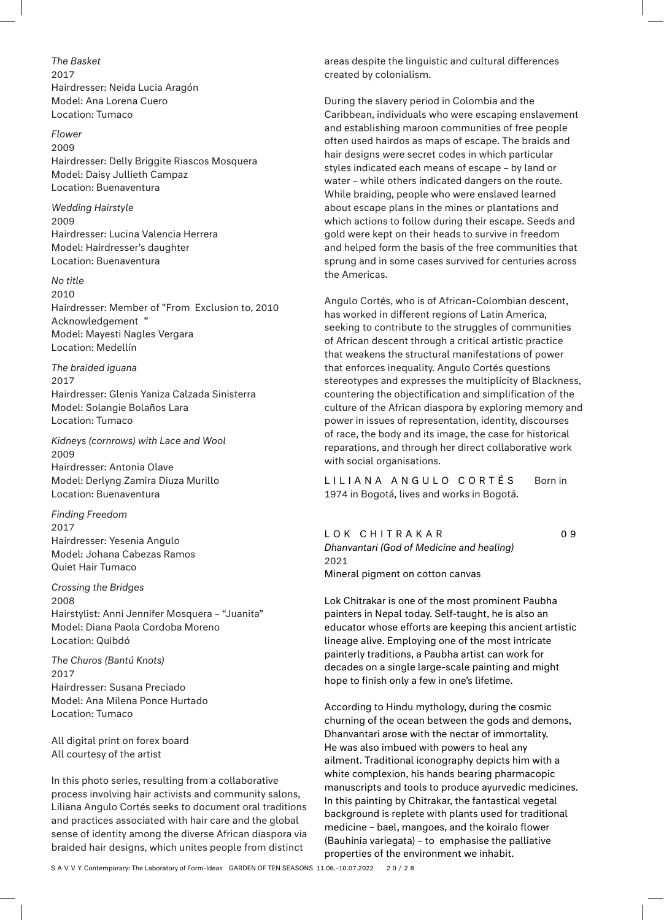*The Basket*
2017
Hairdresser: Neida Lucia Aragón
Model: Ana Lorena Cuero
Location: Tumaco

*Flower*
2009
Hairdresser: Delly Briggite Riascos Mosquera
Model: Daisy Jullieth Campaz
Location: Buenaventura

*Wedding Hairstyle*
2009
Hairdresser: Lucina Valencia Herrera
Model: Hairdresser's daughter
Location: Buenaventura

*No title*
2010
Hairdresser: Member of "From Exclusion to, 2010 Acknowledgement "
Model: Mayesti Nagles Vergara
Location: Medellín

*The braided iguana*
2017
Hairdresser: Glenis Yaniza Calzada Sinisterra
Model: Solangie Bolaños Lara
Location: Tumaco

*Kidneys (cornrows) with Lace and Wool*
2009
Hairdresser: Antonia Olave
Model: Derlyng Zamira Diuza Murillo
Location: Buenaventura

*Finding Freedom*
2017
Hairdresser: Yesenia Angulo
Model: Johana Cabezas Ramos
Quiet Hair Tumaco

*Crossing the Bridges*
2008
Hairstylist: Anni Jennifer Mosquera – "Juanita"
Model: Diana Paola Cordoba Moreno
Location: Quibdó

*The Churos (Bantú Knots)*
2017
Hairdresser: Susana Preciado
Model: Ana Milena Ponce Hurtado
Location: Tumaco

All digital print on forex board
All courtesy of the artist

In this photo series, resulting from a collaborative process involving hair activists and community salons, Liliana Angulo Cortés seeks to document oral traditions and practices associated with hair care and the global sense of identity among the diverse African diaspora via braided hair designs, which unites people from distinct areas despite the linguistic and cultural differences created by colonialism.

During the slavery period in Colombia and the Caribbean, individuals who were escaping enslavement and establishing maroon communities of free people often used hairdos as maps of escape. The braids and hair designs were secret codes in which particular styles indicated each means of escape – by land or water – while others indicated dangers on the route. While braiding, people who were enslaved learned about escape plans in the mines or plantations and which actions to follow during their escape. Seeds and gold were kept on their heads to survive in freedom and helped form the basis of the free communities that sprung and in some cases survived for centuries across the Americas.

Angulo Cortés, who is of African-Colombian descent, has worked in different regions of Latin America, seeking to contribute to the struggles of communities of African descent through a critical artistic practice that weakens the structural manifestations of power that enforces inequality. Angulo Cortés questions stereotypes and expresses the multiplicity of Blackness, countering the objectification and simplification of the culture of the African diaspora by exploring memory and power in issues of representation, identity, discourses of race, the body and its image, the case for historical reparations, and through her direct collaborative work with social organisations.

LILIANA ANGULO CORTÉS Born in 1974 in Bogotá, lives and works in Bogotá.

## LOK CHITRAKAR 09

*Dhanvantari (God of Medicine and healing)*
2021
Mineral pigment on cotton canvas

Lok Chitrakar is one of the most prominent Paubha painters in Nepal today. Self-taught, he is also an educator whose efforts are keeping this ancient artistic lineage alive. Employing one of the most intricate painterly traditions, a Paubha artist can work for decades on a single large-scale painting and might hope to finish only a few in one's lifetime.

According to Hindu mythology, during the cosmic churning of the ocean between the gods and demons, Dhanvantari arose with the nectar of immortality. He was also imbued with powers to heal any ailment. Traditional iconography depicts him with a white complexion, his hands bearing pharmacopic manuscripts and tools to produce ayurvedic medicines. In this painting by Chitrakar, the fantastical vegetal background is replete with plants used for traditional medicine – bael, mangoes, and the koiralo flower (Bauhinia variegata) – to emphasise the palliative properties of the environment we inhabit.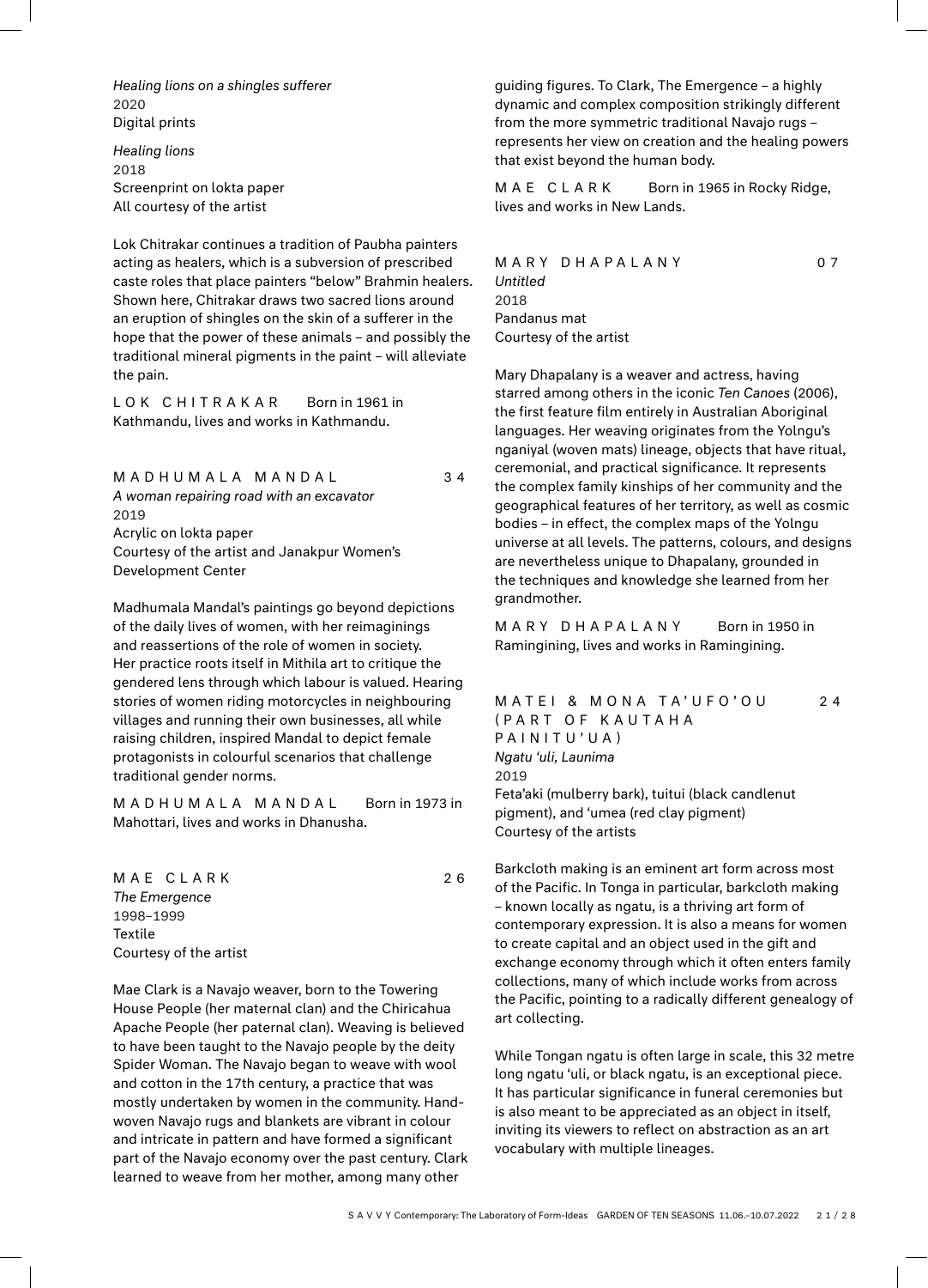*Healing lions on a shingles sufferer*
2020
Digital prints

*Healing lions*
2018
Screenprint on lokta paper
All courtesy of the artist

Lok Chitrakar continues a tradition of Paubha painters acting as healers, which is a subversion of prescribed caste roles that place painters "below" Brahmin healers. Shown here, Chitrakar draws two sacred lions around an eruption of shingles on the skin of a sufferer in the hope that the power of these animals – and possibly the traditional mineral pigments in the paint – will alleviate the pain.

LOK CHITRAKAR Born in 1961 in Kathmandu, lives and works in Kathmandu.

## MADHUMALA MANDAL 34

*A woman repairing road with an excavator*
2019
Acrylic on lokta paper
Courtesy of the artist and Janakpur Women's Development Center

Madhumala Mandal's paintings go beyond depictions of the daily lives of women, with her reimaginings and reassertions of the role of women in society. Her practice roots itself in Mithila art to critique the gendered lens through which labour is valued. Hearing stories of women riding motorcycles in neighbouring villages and running their own businesses, all while raising children, inspired Mandal to depict female protagonists in colourful scenarios that challenge traditional gender norms.

MADHUMALA MANDAL Born in 1973 in Mahottari, lives and works in Dhanusha.

## MAE CLARK 26

*The Emergence*
1998–1999
Textile
Courtesy of the artist

Mae Clark is a Navajo weaver, born to the Towering House People (her maternal clan) and the Chiricahua Apache People (her paternal clan). Weaving is believed to have been taught to the Navajo people by the deity Spider Woman. The Navajo began to weave with wool and cotton in the 17th century, a practice that was mostly undertaken by women in the community. Hand-woven Navajo rugs and blankets are vibrant in colour and intricate in pattern and have formed a significant part of the Navajo economy over the past century. Clark learned to weave from her mother, among many other guiding figures. To Clark, The Emergence – a highly dynamic and complex composition strikingly different from the more symmetric traditional Navajo rugs – represents her view on creation and the healing powers that exist beyond the human body.

MAE CLARK Born in 1965 in Rocky Ridge, lives and works in New Lands.

## MARY DHAPALANY 07

*Untitled*
2018
Pandanus mat
Courtesy of the artist

Mary Dhapalany is a weaver and actress, having starred among others in the iconic *Ten Canoes* (2006), the first feature film entirely in Australian Aboriginal languages. Her weaving originates from the Yolngu's nganiyal (woven mats) lineage, objects that have ritual, ceremonial, and practical significance. It represents the complex family kinships of her community and the geographical features of her territory, as well as cosmic bodies – in effect, the complex maps of the Yolngu universe at all levels. The patterns, colours, and designs are nevertheless unique to Dhapalany, grounded in the techniques and knowledge she learned from her grandmother.

MARY DHAPALANY Born in 1950 in Ramingining, lives and works in Ramingining.

## MATEI & MONA TA'UFO'OU (PART OF KAUTAHA PAINITU'UA) 24

*Ngatu 'uli, Launima*
2019
Feta'aki (mulberry bark), tuitui (black candlenut pigment), and 'umea (red clay pigment)
Courtesy of the artists

Barkcloth making is an eminent art form across most of the Pacific. In Tonga in particular, barkcloth making – known locally as ngatu, is a thriving art form of contemporary expression. It is also a means for women to create capital and an object used in the gift and exchange economy through which it often enters family collections, many of which include works from across the Pacific, pointing to a radically different genealogy of art collecting.

While Tongan ngatu is often large in scale, this 32 metre long ngatu 'uli, or black ngatu, is an exceptional piece. It has particular significance in funeral ceremonies but is also meant to be appreciated as an object in itself, inviting its viewers to reflect on abstraction as an art vocabulary with multiple lineages.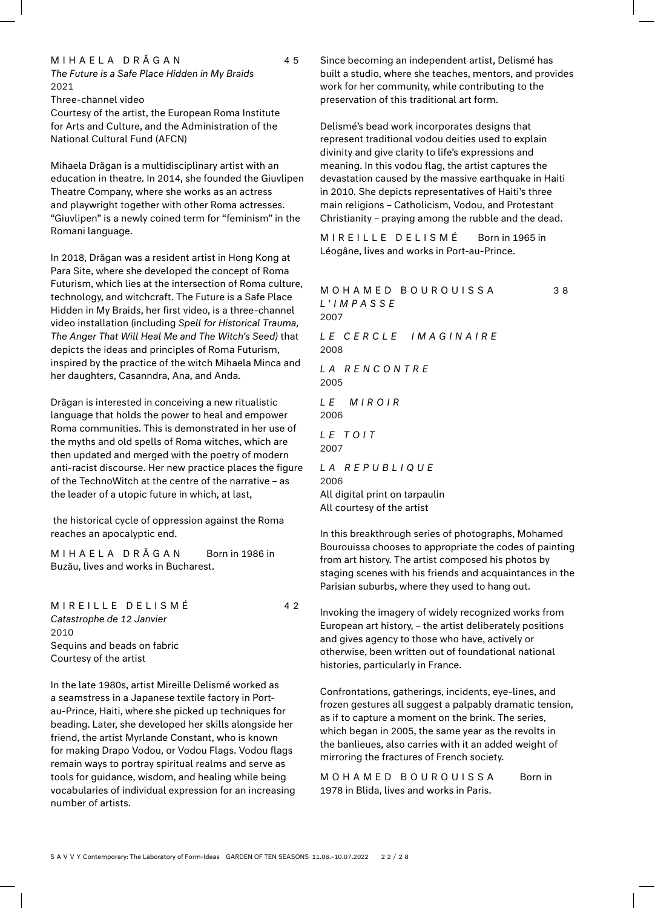## MIHAELA DRĂGAN 45

*The Future is a Safe Place Hidden in My Braids*
2021
Three-channel video
Courtesy of the artist, the European Roma Institute for Arts and Culture, and the Administration of the National Cultural Fund (AFCN)

Mihaela Drăgan is a multidisciplinary artist with an education in theatre. In 2014, she founded the Giuvlipen Theatre Company, where she works as an actress and playwright together with other Roma actresses. "Giuvlipen" is a newly coined term for "feminism" in the Romani language.

In 2018, Drăgan was a resident artist in Hong Kong at Para Site, where she developed the concept of Roma Futurism, which lies at the intersection of Roma culture, technology, and witchcraft. The Future is a Safe Place Hidden in My Braids, her first video, is a three-channel video installation (including *Spell for Historical Trauma, The Anger That Will Heal Me and The Witch's Seed)* that depicts the ideas and principles of Roma Futurism, inspired by the practice of the witch Mihaela Minca and her daughters, Casanndra, Ana, and Anda.

Drăgan is interested in conceiving a new ritualistic language that holds the power to heal and empower Roma communities. This is demonstrated in her use of the myths and old spells of Roma witches, which are then updated and merged with the poetry of modern anti-racist discourse. Her new practice places the figure of the TechnoWitch at the centre of the narrative – as the leader of a utopic future in which, at last,

the historical cycle of oppression against the Roma reaches an apocalyptic end.

MIHAELA DRĂGAN Born in 1986 in Buzău, lives and works in Bucharest.

## MIREILLE DELISMÉ 42

*Catastrophe de 12 Janvier*
2010
Sequins and beads on fabric
Courtesy of the artist

In the late 1980s, artist Mireille Delismé worked as a seamstress in a Japanese textile factory in Port-au-Prince, Haiti, where she picked up techniques for beading. Later, she developed her skills alongside her friend, the artist Myrlande Constant, who is known for making Drapo Vodou, or Vodou Flags. Vodou flags remain ways to portray spiritual realms and serve as tools for guidance, wisdom, and healing while being vocabularies of individual expression for an increasing number of artists.

Since becoming an independent artist, Delismé has built a studio, where she teaches, mentors, and provides work for her community, while contributing to the preservation of this traditional art form.

Delismé's bead work incorporates designs that represent traditional vodou deities used to explain divinity and give clarity to life's expressions and meaning. In this vodou flag, the artist captures the devastation caused by the massive earthquake in Haiti in 2010. She depicts representatives of Haiti's three main religions – Catholicism, Vodou, and Protestant Christianity – praying among the rubble and the dead.

MIREILLE DELISMÉ Born in 1965 in Léogâne, lives and works in Port-au-Prince.

## MOHAMED BOUROUISSA 38

*L'IMPASSE*
2007

*LE CERCLE IMAGINAIRE*
2008

*LA RENCONTRE*
2005

*LE MIROIR*
2006

*LE TOIT*
2007

*LA REPUBLIQUE*
2006
All digital print on tarpaulin
All courtesy of the artist

In this breakthrough series of photographs, Mohamed Bourouissa chooses to appropriate the codes of painting from art history. The artist composed his photos by staging scenes with his friends and acquaintances in the Parisian suburbs, where they used to hang out.

Invoking the imagery of widely recognized works from European art history, – the artist deliberately positions and gives agency to those who have, actively or otherwise, been written out of foundational national histories, particularly in France.

Confrontations, gatherings, incidents, eye-lines, and frozen gestures all suggest a palpably dramatic tension, as if to capture a moment on the brink. The series, which began in 2005, the same year as the revolts in the banlieues, also carries with it an added weight of mirroring the fractures of French society.

MOHAMED BOUROUISSA Born in 1978 in Blida, lives and works in Paris.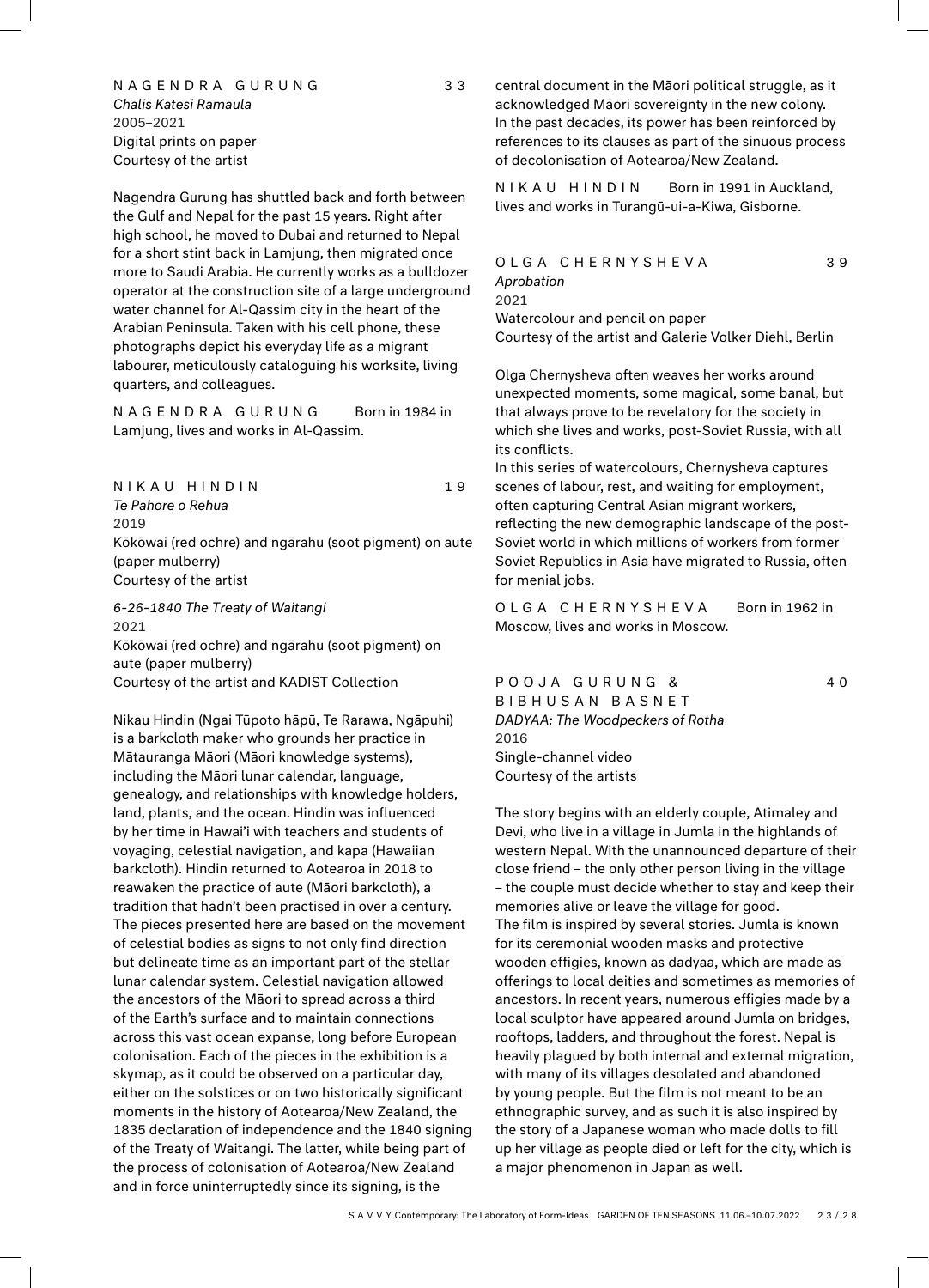NAGENDRA GURUNG 33

*Chalis Katesi Ramaula*
2005–2021
Digital prints on paper
Courtesy of the artist

Nagendra Gurung has shuttled back and forth between the Gulf and Nepal for the past 15 years. Right after high school, he moved to Dubai and returned to Nepal for a short stint back in Lamjung, then migrated once more to Saudi Arabia. He currently works as a bulldozer operator at the construction site of a large underground water channel for Al-Qassim city in the heart of the Arabian Peninsula. Taken with his cell phone, these photographs depict his everyday life as a migrant labourer, meticulously cataloguing his worksite, living quarters, and colleagues.

NAGENDRA GURUNG Born in 1984 in Lamjung, lives and works in Al-Qassim.

NIKAU HINDIN 19

*Te Pahore o Rehua*
2019
Kōkōwai (red ochre) and ngārahu (soot pigment) on aute (paper mulberry)
Courtesy of the artist

*6-26-1840 The Treaty of Waitangi*
2021
Kōkōwai (red ochre) and ngārahu (soot pigment) on aute (paper mulberry)
Courtesy of the artist and KADIST Collection

Nikau Hindin (Ngai Tūpoto hāpū, Te Rarawa, Ngāpuhi) is a barkcloth maker who grounds her practice in Mātauranga Māori (Māori knowledge systems), including the Māori lunar calendar, language, genealogy, and relationships with knowledge holders, land, plants, and the ocean. Hindin was influenced by her time in Hawai'i with teachers and students of voyaging, celestial navigation, and kapa (Hawaiian barkcloth). Hindin returned to Aotearoa in 2018 to reawaken the practice of aute (Māori barkcloth), a tradition that hadn't been practised in over a century. The pieces presented here are based on the movement of celestial bodies as signs to not only find direction but delineate time as an important part of the stellar lunar calendar system. Celestial navigation allowed the ancestors of the Māori to spread across a third of the Earth's surface and to maintain connections across this vast ocean expanse, long before European colonisation. Each of the pieces in the exhibition is a skymap, as it could be observed on a particular day, either on the solstices or on two historically significant moments in the history of Aotearoa/New Zealand, the 1835 declaration of independence and the 1840 signing of the Treaty of Waitangi. The latter, while being part of the process of colonisation of Aotearoa/New Zealand and in force uninterruptedly since its signing, is the central document in the Māori political struggle, as it acknowledged Māori sovereignty in the new colony. In the past decades, its power has been reinforced by references to its clauses as part of the sinuous process of decolonisation of Aotearoa/New Zealand.

NIKAU HINDIN Born in 1991 in Auckland, lives and works in Turangū-ui-a-Kiwa, Gisborne.

OLGA CHERNYSHEVA 39

*Aprobation*
2021
Watercolour and pencil on paper
Courtesy of the artist and Galerie Volker Diehl, Berlin

Olga Chernysheva often weaves her works around unexpected moments, some magical, some banal, but that always prove to be revelatory for the society in which she lives and works, post-Soviet Russia, with all its conflicts.
In this series of watercolours, Chernysheva captures scenes of labour, rest, and waiting for employment, often capturing Central Asian migrant workers, reflecting the new demographic landscape of the post-Soviet world in which millions of workers from former Soviet Republics in Asia have migrated to Russia, often for menial jobs.

OLGA CHERNYSHEVA Born in 1962 in Moscow, lives and works in Moscow.

POOJA GURUNG & BIBHUSAN BASNET 40

*DADYAA: The Woodpeckers of Rotha*
2016
Single-channel video
Courtesy of the artists

The story begins with an elderly couple, Atimaley and Devi, who live in a village in Jumla in the highlands of western Nepal. With the unannounced departure of their close friend – the only other person living in the village – the couple must decide whether to stay and keep their memories alive or leave the village for good.
The film is inspired by several stories. Jumla is known for its ceremonial wooden masks and protective wooden effigies, known as dadyaa, which are made as offerings to local deities and sometimes as memories of ancestors. In recent years, numerous effigies made by a local sculptor have appeared around Jumla on bridges, rooftops, ladders, and throughout the forest. Nepal is heavily plagued by both internal and external migration, with many of its villages desolated and abandoned by young people. But the film is not meant to be an ethnographic survey, and as such it is also inspired by the story of a Japanese woman who made dolls to fill up her village as people died or left for the city, which is a major phenomenon in Japan as well.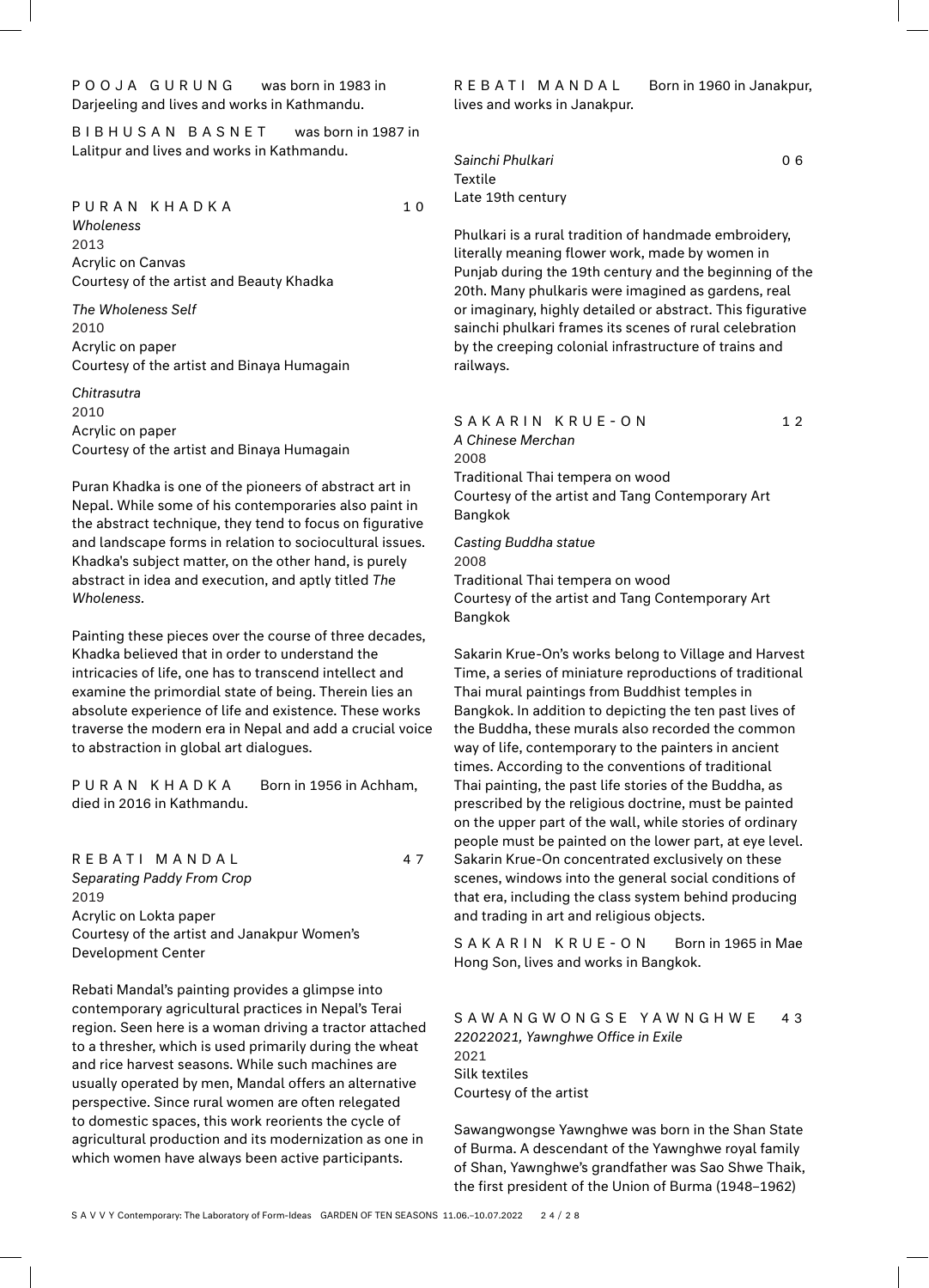POOJA GURUNG was born in 1983 in Darjeeling and lives and works in Kathmandu.

BIBHUSAN BASNET was born in 1987 in Lalitpur and lives and works in Kathmandu.

### PURAN KHADKA 10

*Wholeness*
2013
Acrylic on Canvas
Courtesy of the artist and Beauty Khadka

*The Wholeness Self*
2010
Acrylic on paper
Courtesy of the artist and Binaya Humagain

*Chitrasutra*
2010
Acrylic on paper
Courtesy of the artist and Binaya Humagain

Puran Khadka is one of the pioneers of abstract art in Nepal. While some of his contemporaries also paint in the abstract technique, they tend to focus on figurative and landscape forms in relation to sociocultural issues. Khadka's subject matter, on the other hand, is purely abstract in idea and execution, and aptly titled *The Wholeness.*

Painting these pieces over the course of three decades, Khadka believed that in order to understand the intricacies of life, one has to transcend intellect and examine the primordial state of being. Therein lies an absolute experience of life and existence. These works traverse the modern era in Nepal and add a crucial voice to abstraction in global art dialogues.

PURAN KHADKA Born in 1956 in Achham, died in 2016 in Kathmandu.

### REBATI MANDAL 47

*Separating Paddy From Crop*
2019
Acrylic on Lokta paper
Courtesy of the artist and Janakpur Women's Development Center

Rebati Mandal's painting provides a glimpse into contemporary agricultural practices in Nepal's Terai region. Seen here is a woman driving a tractor attached to a thresher, which is used primarily during the wheat and rice harvest seasons. While such machines are usually operated by men, Mandal offers an alternative perspective. Since rural women are often relegated to domestic spaces, this work reorients the cycle of agricultural production and its modernization as one in which women have always been active participants.

REBATI MANDAL Born in 1960 in Janakpur, lives and works in Janakpur.

### 06

*Sainchi Phulkari*
Textile
Late 19th century

Phulkari is a rural tradition of handmade embroidery, literally meaning flower work, made by women in Punjab during the 19th century and the beginning of the 20th. Many phulkaris were imagined as gardens, real or imaginary, highly detailed or abstract. This figurative sainchi phulkari frames its scenes of rural celebration by the creeping colonial infrastructure of trains and railways.

### SAKARIN KRUE-ON 12

*A Chinese Merchan*
2008
Traditional Thai tempera on wood
Courtesy of the artist and Tang Contemporary Art Bangkok

*Casting Buddha statue*
2008
Traditional Thai tempera on wood
Courtesy of the artist and Tang Contemporary Art Bangkok

Sakarin Krue-On's works belong to Village and Harvest Time, a series of miniature reproductions of traditional Thai mural paintings from Buddhist temples in Bangkok. In addition to depicting the ten past lives of the Buddha, these murals also recorded the common way of life, contemporary to the painters in ancient times. According to the conventions of traditional Thai painting, the past life stories of the Buddha, as prescribed by the religious doctrine, must be painted on the upper part of the wall, while stories of ordinary people must be painted on the lower part, at eye level. Sakarin Krue-On concentrated exclusively on these scenes, windows into the general social conditions of that era, including the class system behind producing and trading in art and religious objects.

SAKARIN KRUE-ON Born in 1965 in Mae Hong Son, lives and works in Bangkok.

### SAWANGWONGSE YAWNGHWE 43

*22022021, Yawnghwe Office in Exile*
2021
Silk textiles
Courtesy of the artist

Sawangwongse Yawnghwe was born in the Shan State of Burma. A descendant of the Yawnghwe royal family of Shan, Yawnghwe's grandfather was Sao Shwe Thaik, the first president of the Union of Burma (1948–1962)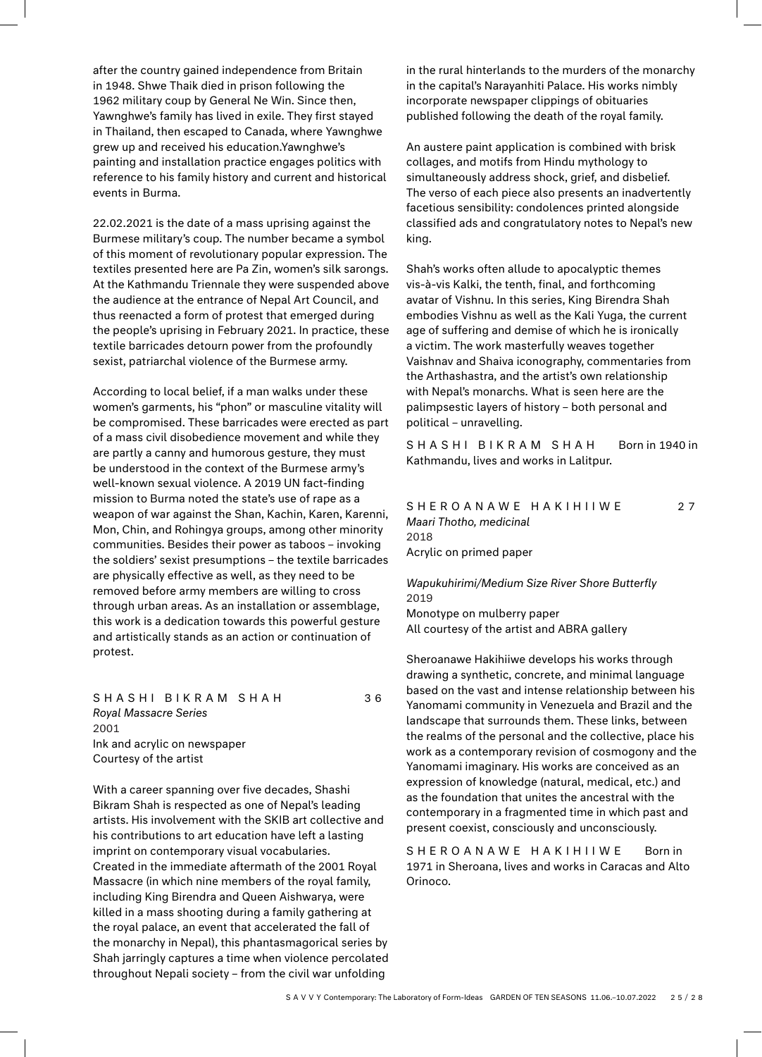after the country gained independence from Britain in 1948. Shwe Thaik died in prison following the 1962 military coup by General Ne Win. Since then, Yawnghwe's family has lived in exile. They first stayed in Thailand, then escaped to Canada, where Yawnghwe grew up and received his education.Yawnghwe's painting and installation practice engages politics with reference to his family history and current and historical events in Burma.

22.02.2021 is the date of a mass uprising against the Burmese military's coup. The number became a symbol of this moment of revolutionary popular expression. The textiles presented here are Pa Zin, women's silk sarongs. At the Kathmandu Triennale they were suspended above the audience at the entrance of Nepal Art Council, and thus reenacted a form of protest that emerged during the people's uprising in February 2021. In practice, these textile barricades detourn power from the profoundly sexist, patriarchal violence of the Burmese army.

According to local belief, if a man walks under these women's garments, his "phon" or masculine vitality will be compromised. These barricades were erected as part of a mass civil disobedience movement and while they are partly a canny and humorous gesture, they must be understood in the context of the Burmese army's well-known sexual violence. A 2019 UN fact-finding mission to Burma noted the state's use of rape as a weapon of war against the Shan, Kachin, Karen, Karenni, Mon, Chin, and Rohingya groups, among other minority communities. Besides their power as taboos – invoking the soldiers' sexist presumptions – the textile barricades are physically effective as well, as they need to be removed before army members are willing to cross through urban areas. As an installation or assemblage, this work is a dedication towards this powerful gesture and artistically stands as an action or continuation of protest.

## S H A S H I B I K R A M S H A H 36

*Royal Massacre Series*
2001
Ink and acrylic on newspaper
Courtesy of the artist

With a career spanning over five decades, Shashi Bikram Shah is respected as one of Nepal's leading artists. His involvement with the SKIB art collective and his contributions to art education have left a lasting imprint on contemporary visual vocabularies. Created in the immediate aftermath of the 2001 Royal Massacre (in which nine members of the royal family, including King Birendra and Queen Aishwarya, were killed in a mass shooting during a family gathering at the royal palace, an event that accelerated the fall of the monarchy in Nepal), this phantasmagorical series by Shah jarringly captures a time when violence percolated throughout Nepali society – from the civil war unfolding in the rural hinterlands to the murders of the monarchy in the capital's Narayanhiti Palace. His works nimbly incorporate newspaper clippings of obituaries published following the death of the royal family.

An austere paint application is combined with brisk collages, and motifs from Hindu mythology to simultaneously address shock, grief, and disbelief. The verso of each piece also presents an inadvertently facetious sensibility: condolences printed alongside classified ads and congratulatory notes to Nepal's new king.

Shah's works often allude to apocalyptic themes vis-à-vis Kalki, the tenth, final, and forthcoming avatar of Vishnu. In this series, King Birendra Shah embodies Vishnu as well as the Kali Yuga, the current age of suffering and demise of which he is ironically a victim. The work masterfully weaves together Vaishnav and Shaiva iconography, commentaries from the Arthashastra, and the artist's own relationship with Nepal's monarchs. What is seen here are the palimpsestic layers of history – both personal and political – unravelling.

S H A S H I B I K R A M S H A H Born in 1940 in Kathmandu, lives and works in Lalitpur.

## S H E R O A N A W E H A K I H I I W E 27

*Maari Thotho, medicinal*
2018
Acrylic on primed paper

*Wapukuhirimi/Medium Size River Shore Butterfly*
2019
Monotype on mulberry paper
All courtesy of the artist and ABRA gallery

Sheroanawe Hakihiiwe develops his works through drawing a synthetic, concrete, and minimal language based on the vast and intense relationship between his Yanomami community in Venezuela and Brazil and the landscape that surrounds them. These links, between the realms of the personal and the collective, place his work as a contemporary revision of cosmogony and the Yanomami imaginary. His works are conceived as an expression of knowledge (natural, medical, etc.) and as the foundation that unites the ancestral with the contemporary in a fragmented time in which past and present coexist, consciously and unconsciously.

S H E R O A N A W E H A K I H I I W E Born in 1971 in Sheroana, lives and works in Caracas and Alto Orinoco.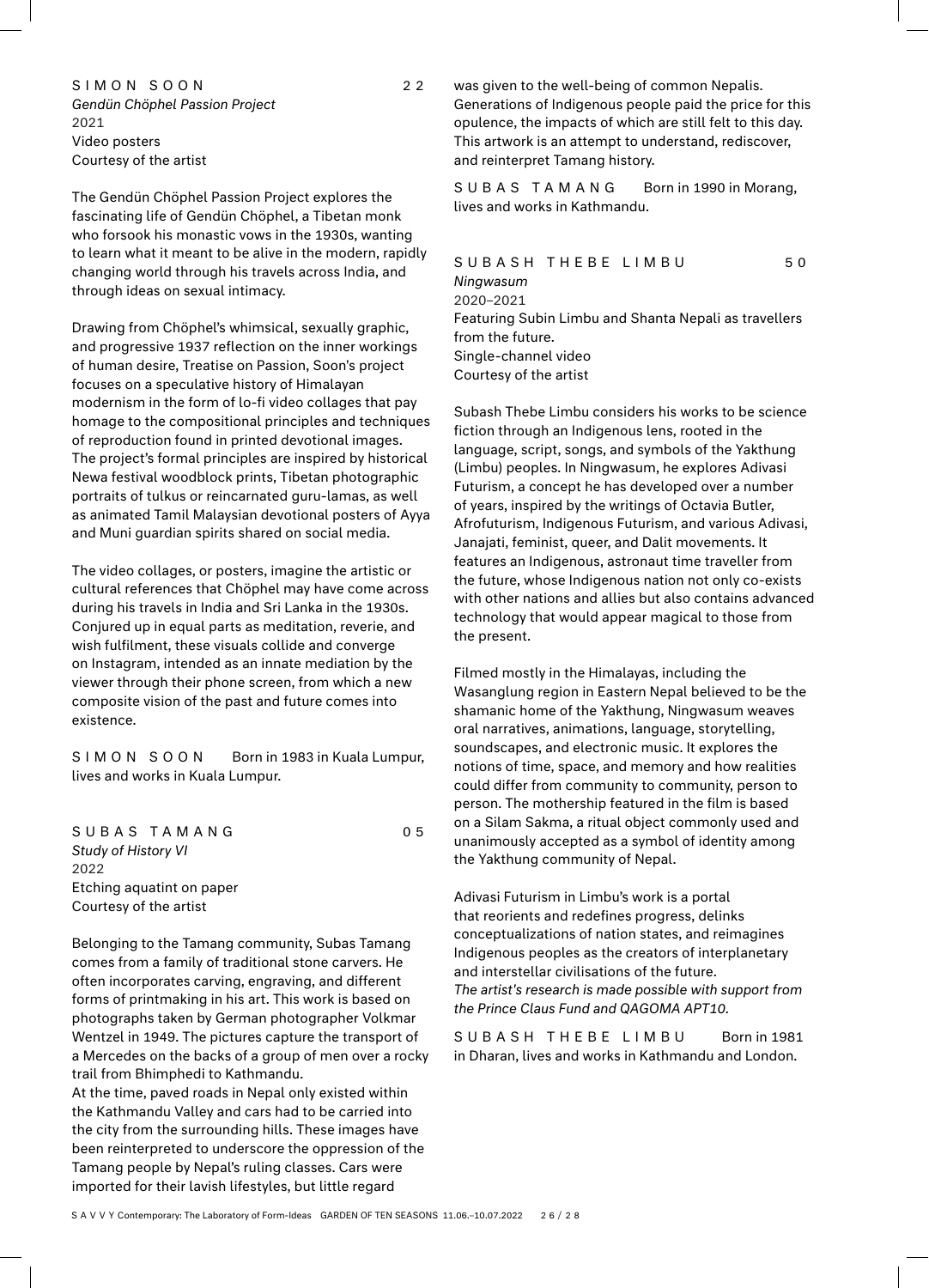## S I M O N  S O O N — 22

*Gendün Chöphel Passion Project*
2021
Video posters
Courtesy of the artist

The Gendün Chöphel Passion Project explores the fascinating life of Gendün Chöphel, a Tibetan monk who forsook his monastic vows in the 1930s, wanting to learn what it meant to be alive in the modern, rapidly changing world through his travels across India, and through ideas on sexual intimacy.

Drawing from Chöphel's whimsical, sexually graphic, and progressive 1937 reflection on the inner workings of human desire, Treatise on Passion, Soon's project focuses on a speculative history of Himalayan modernism in the form of lo-fi video collages that pay homage to the compositional principles and techniques of reproduction found in printed devotional images. The project's formal principles are inspired by historical Newa festival woodblock prints, Tibetan photographic portraits of tulkus or reincarnated guru-lamas, as well as animated Tamil Malaysian devotional posters of Ayya and Muni guardian spirits shared on social media.

The video collages, or posters, imagine the artistic or cultural references that Chöphel may have come across during his travels in India and Sri Lanka in the 1930s. Conjured up in equal parts as meditation, reverie, and wish fulfilment, these visuals collide and converge on Instagram, intended as an innate mediation by the viewer through their phone screen, from which a new composite vision of the past and future comes into existence.

S I M O N  S O O N   Born in 1983 in Kuala Lumpur, lives and works in Kuala Lumpur.

## S U B A S  T A M A N G — 05

*Study of History VI*
2022
Etching aquatint on paper
Courtesy of the artist

Belonging to the Tamang community, Subas Tamang comes from a family of traditional stone carvers. He often incorporates carving, engraving, and different forms of printmaking in his art. This work is based on photographs taken by German photographer Volkmar Wentzel in 1949. The pictures capture the transport of a Mercedes on the backs of a group of men over a rocky trail from Bhimphedi to Kathmandu.
At the time, paved roads in Nepal only existed within the Kathmandu Valley and cars had to be carried into the city from the surrounding hills. These images have been reinterpreted to underscore the oppression of the Tamang people by Nepal's ruling classes. Cars were imported for their lavish lifestyles, but little regard was given to the well-being of common Nepalis. Generations of Indigenous people paid the price for this opulence, the impacts of which are still felt to this day. This artwork is an attempt to understand, rediscover, and reinterpret Tamang history.

S U B A S  T A M A N G   Born in 1990 in Morang, lives and works in Kathmandu.

## S U B A S H  T H E B E  L I M B U — 50

*Ningwasum*
2020–2021
Featuring Subin Limbu and Shanta Nepali as travellers from the future.
Single-channel video
Courtesy of the artist

Subash Thebe Limbu considers his works to be science fiction through an Indigenous lens, rooted in the language, script, songs, and symbols of the Yakthung (Limbu) peoples. In Ningwasum, he explores Adivasi Futurism, a concept he has developed over a number of years, inspired by the writings of Octavia Butler, Afrofuturism, Indigenous Futurism, and various Adivasi, Janajati, feminist, queer, and Dalit movements. It features an Indigenous, astronaut time traveller from the future, whose Indigenous nation not only co-exists with other nations and allies but also contains advanced technology that would appear magical to those from the present.

Filmed mostly in the Himalayas, including the Wasanglung region in Eastern Nepal believed to be the shamanic home of the Yakthung, Ningwasum weaves oral narratives, animations, language, storytelling, soundscapes, and electronic music. It explores the notions of time, space, and memory and how realities could differ from community to community, person to person. The mothership featured in the film is based on a Silam Sakma, a ritual object commonly used and unanimously accepted as a symbol of identity among the Yakthung community of Nepal.

Adivasi Futurism in Limbu's work is a portal that reorients and redefines progress, delinks conceptualizations of nation states, and reimagines Indigenous peoples as the creators of interplanetary and interstellar civilisations of the future.
*The artist's research is made possible with support from the Prince Claus Fund and QAGOMA APT10.*

S U B A S H  T H E B E  L I M B U   Born in 1981 in Dharan, lives and works in Kathmandu and London.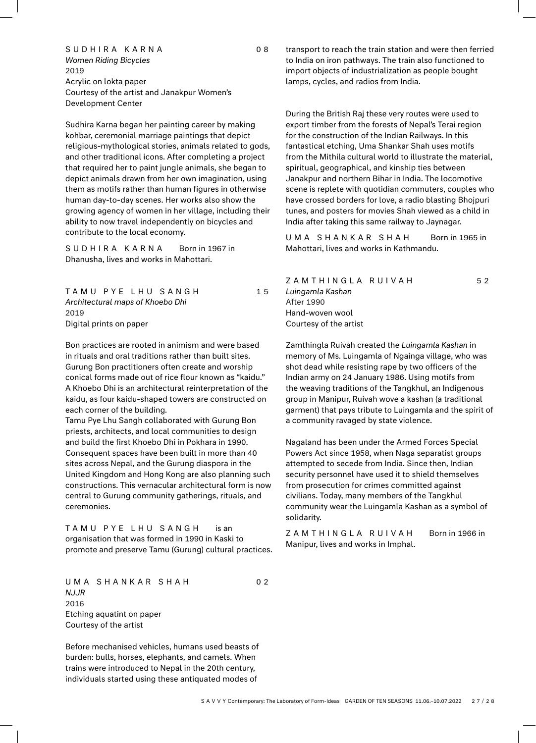SUDHIRA KARNA 08

*Women Riding Bicycles*
2019
Acrylic on lokta paper
Courtesy of the artist and Janakpur Women's Development Center

Sudhira Karna began her painting career by making kohbar, ceremonial marriage paintings that depict religious-mythological stories, animals related to gods, and other traditional icons. After completing a project that required her to paint jungle animals, she began to depict animals drawn from her own imagination, using them as motifs rather than human figures in otherwise human day-to-day scenes. Her works also show the growing agency of women in her village, including their ability to now travel independently on bicycles and contribute to the local economy.

SUDHIRA KARNA Born in 1967 in Dhanusha, lives and works in Mahottari.

TAMU PYE LHU SANGH 15

*Architectural maps of Khoebo Dhi*
2019
Digital prints on paper

Bon practices are rooted in animism and were based in rituals and oral traditions rather than built sites. Gurung Bon practitioners often create and worship conical forms made out of rice flour known as "kaidu." A Khoebo Dhi is an architectural reinterpretation of the kaidu, as four kaidu-shaped towers are constructed on each corner of the building.
Tamu Pye Lhu Sangh collaborated with Gurung Bon priests, architects, and local communities to design and build the first Khoebo Dhi in Pokhara in 1990. Consequent spaces have been built in more than 40 sites across Nepal, and the Gurung diaspora in the United Kingdom and Hong Kong are also planning such constructions. This vernacular architectural form is now central to Gurung community gatherings, rituals, and ceremonies.

TAMU PYE LHU SANGH is an organisation that was formed in 1990 in Kaski to promote and preserve Tamu (Gurung) cultural practices.

UMA SHANKAR SHAH 02

*NJJR*
2016
Etching aquatint on paper
Courtesy of the artist

Before mechanised vehicles, humans used beasts of burden: bulls, horses, elephants, and camels. When trains were introduced to Nepal in the 20th century, individuals started using these antiquated modes of transport to reach the train station and were then ferried to India on iron pathways. The train also functioned to import objects of industrialization as people bought lamps, cycles, and radios from India.

During the British Raj these very routes were used to export timber from the forests of Nepal's Terai region for the construction of the Indian Railways. In this fantastical etching, Uma Shankar Shah uses motifs from the Mithila cultural world to illustrate the material, spiritual, geographical, and kinship ties between Janakpur and northern Bihar in India. The locomotive scene is replete with quotidian commuters, couples who have crossed borders for love, a radio blasting Bhojpuri tunes, and posters for movies Shah viewed as a child in India after taking this same railway to Jaynagar.

UMA SHANKAR SHAH Born in 1965 in Mahottari, lives and works in Kathmandu.

ZAMTHINGLA RUIVAH 52

*Luingamla Kashan*
After 1990
Hand-woven wool
Courtesy of the artist

Zamthingla Ruivah created the *Luingamla Kashan* in memory of Ms. Luingamla of Ngainga village, who was shot dead while resisting rape by two officers of the Indian army on 24 January 1986. Using motifs from the weaving traditions of the Tangkhul, an Indigenous group in Manipur, Ruivah wove a kashan (a traditional garment) that pays tribute to Luingamla and the spirit of a community ravaged by state violence.

Nagaland has been under the Armed Forces Special Powers Act since 1958, when Naga separatist groups attempted to secede from India. Since then, Indian security personnel have used it to shield themselves from prosecution for crimes committed against civilians. Today, many members of the Tangkhul community wear the Luingamla Kashan as a symbol of solidarity.

ZAMTHINGLA RUIVAH Born in 1966 in Manipur, lives and works in Imphal.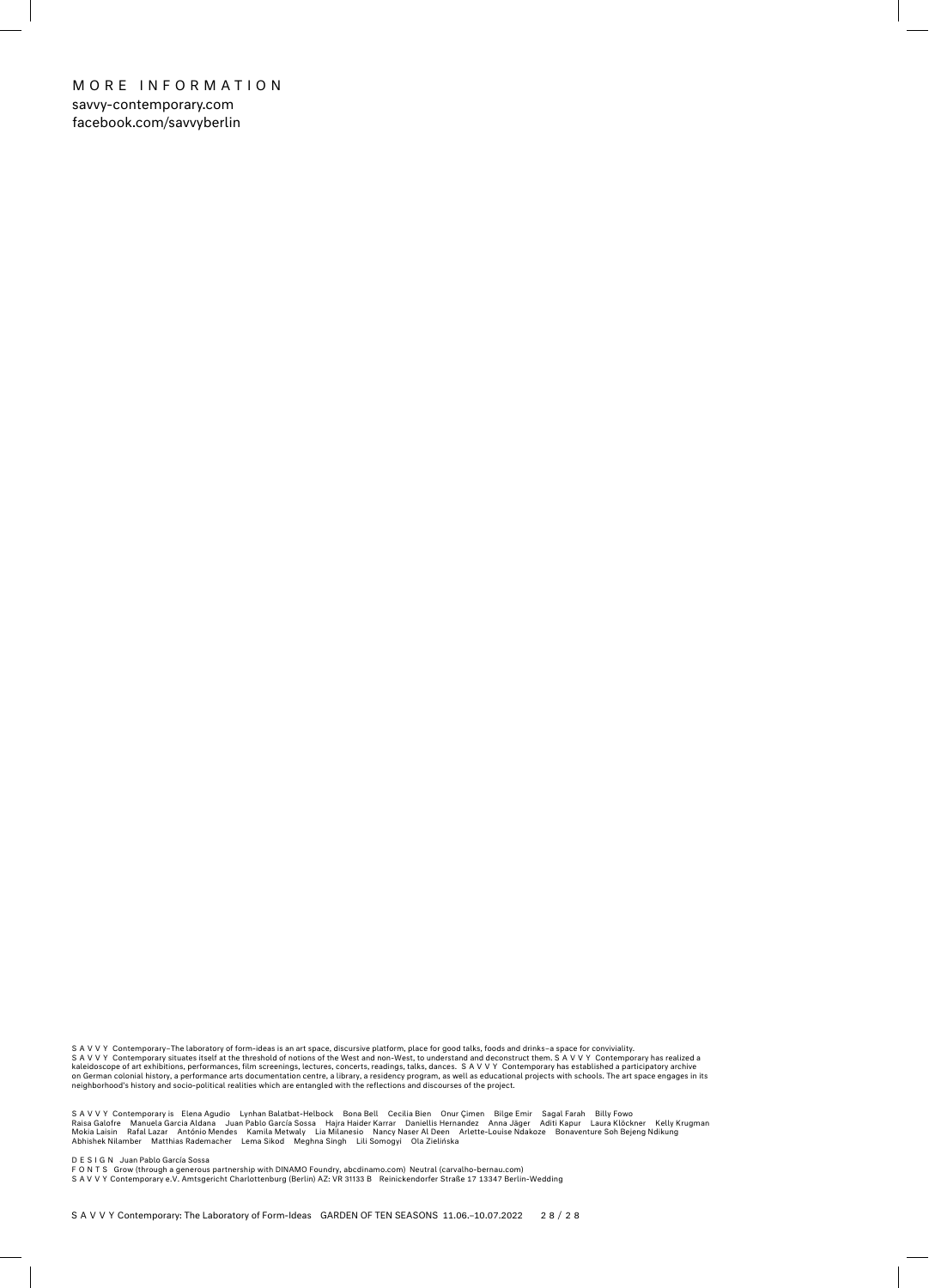## MORE INFORMATION

savvy-contemporary.com
facebook.com/savvyberlin

S A V V Y Contemporary–The laboratory of form-ideas is an art space, discursive platform, place for good talks, foods and drinks–a space for conviviality. S A V V Y Contemporary situates itself at the threshold of notions of the West and non-West, to understand and deconstruct them. S A V V Y Contemporary has realized a kaleidoscope of art exhibitions, performances, film screenings, lectures, concerts, readings, talks, dances. S A V V Y Contemporary has established a participatory archive on German colonial history, a performance arts documentation centre, a library, a residency program, as well as educational projects with schools. The art space engages in its neighborhood's history and socio-political realities which are entangled with the reflections and discourses of the project.

S A V V Y Contemporary is Elena Agudio Lynhan Balatbat-Helbock Bona Bell Cecilia Bien Onur Çimen Bilge Emir Sagal Farah Billy Fowo Raisa Galofre Manuela Garcia Aldana Juan Pablo García Sossa Hajra Haider Karrar Daniellis Hernandez Anna Jäger Aditi Kapur Laura Klöckner Kelly Krugman Mokia Laisin Rafal Lazar António Mendes Kamila Metwaly Lia Milanesio Nancy Naser Al Deen Arlette-Louise Ndakoze Bonaventure Soh Bejeng Ndikung Abhishek Nilamber Matthias Rademacher Lema Sikod Meghna Singh Lili Somogyi Ola Zielińska

D E S I G N Juan Pablo García Sossa
F O N T S Grow (through a generous partnership with DINAMO Foundry, abcdinamo.com) Neutral (carvalho-bernau.com)
S A V V Y Contemporary e.V. Amtsgericht Charlottenburg (Berlin) AZ: VR 31133 B Reinickendorfer Straße 17 13347 Berlin-Wedding